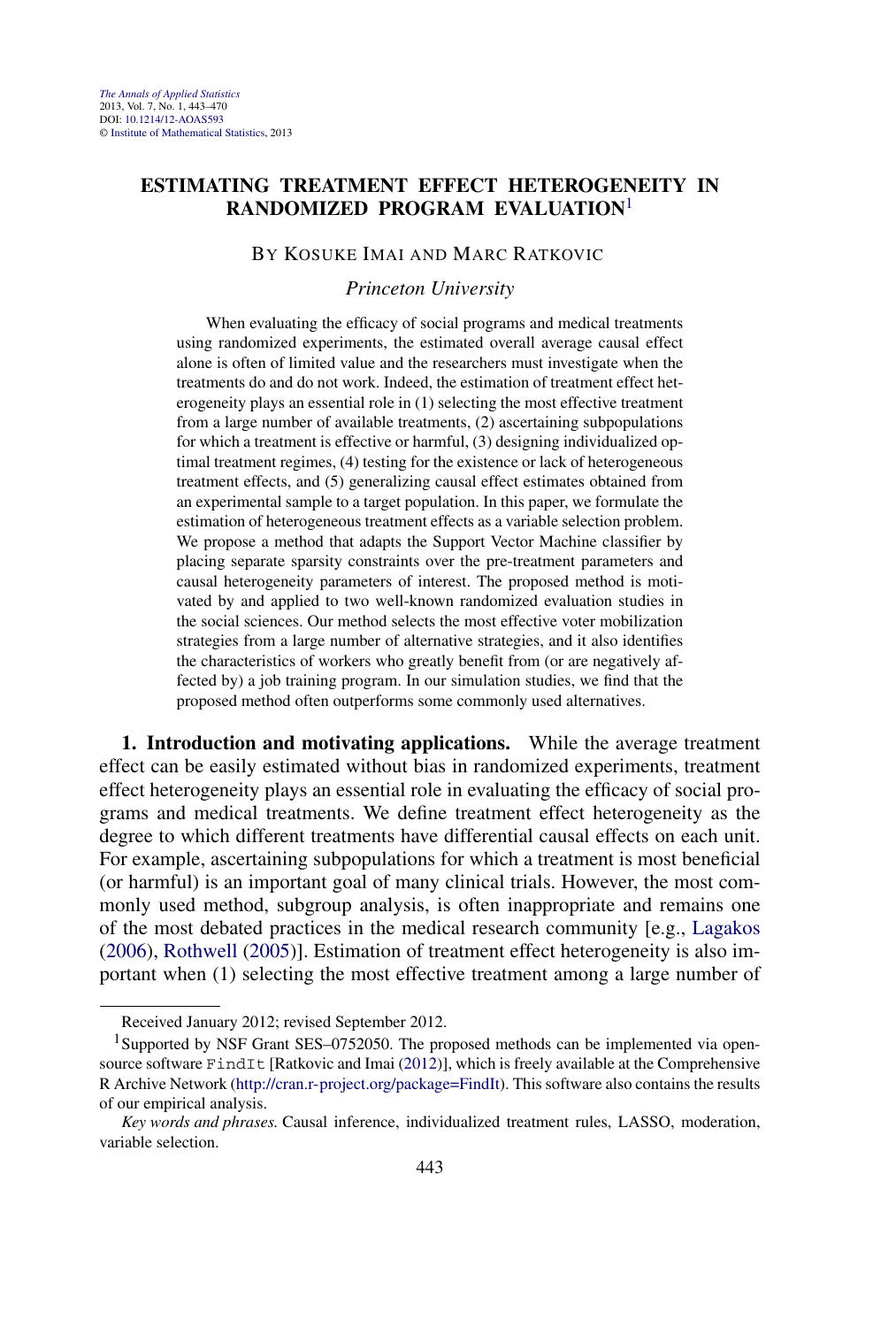# ESTIMATING TREATMENT EFFECT HETEROGENEITY IN RANDOMIZED PROGRAM EVALUATION[1]

BY KOSUKE IMAI AND MARC RATKOVIC

*Princeton University*

When evaluating the efficacy of social programs and medical treatments using randomized experiments, the estimated overall average causal effect alone is often of limited value and the researchers must investigate when the treatments do and do not work. Indeed, the estimation of treatment effect heterogeneity plays an essential role in (1) selecting the most effective treatment from a large number of available treatments, (2) ascertaining subpopulations for which a treatment is effective or harmful, (3) designing individualized optimal treatment regimes, (4) testing for the existence or lack of heterogeneous treatment effects, and (5) generalizing causal effect estimates obtained from an experimental sample to a target population. In this paper, we formulate the estimation of heterogeneous treatment effects as a variable selection problem. We propose a method that adapts the Support Vector Machine classifier by placing separate sparsity constraints over the pre-treatment parameters and causal heterogeneity parameters of interest. The proposed method is motivated by and applied to two well-known randomized evaluation studies in the social sciences. Our method selects the most effective voter mobilization strategies from a large number of alternative strategies, and it also identifies the characteristics of workers who greatly benefit from (or are negatively affected by) a job training program. In our simulation studies, we find that the proposed method often outperforms some commonly used alternatives.

**1. Introduction and motivating applications.** While the average treatment effect can be easily estimated without bias in randomized experiments, treatment effect heterogeneity plays an essential role in evaluating the efficacy of social programs and medical treatments. We define treatment effect heterogeneity as the degree to which different treatments have differential causal effects on each unit. For example, ascertaining subpopulations for which a treatment is most beneficial (or harmful) is an important goal of many clinical trials. However, the most commonly used method, subgroup analysis, is often inappropriate and remains one of the most debated practices in the medical research community [e.g., Lagakos (2006), Rothwell (2005)]. Estimation of treatment effect heterogeneity is also important when (1) selecting the most effective treatment among a large number of

---

Received January 2012; revised September 2012.

[1]Supported by NSF Grant SES–0752050. The proposed methods can be implemented via open-source software `FindIt` [Ratkovic and Imai (2012)], which is freely available at the Comprehensive R Archive Network (http://cran.r-project.org/package=FindIt). This software also contains the results of our empirical analysis.

*Key words and phrases.* Causal inference, individualized treatment rules, LASSO, moderation, variable selection.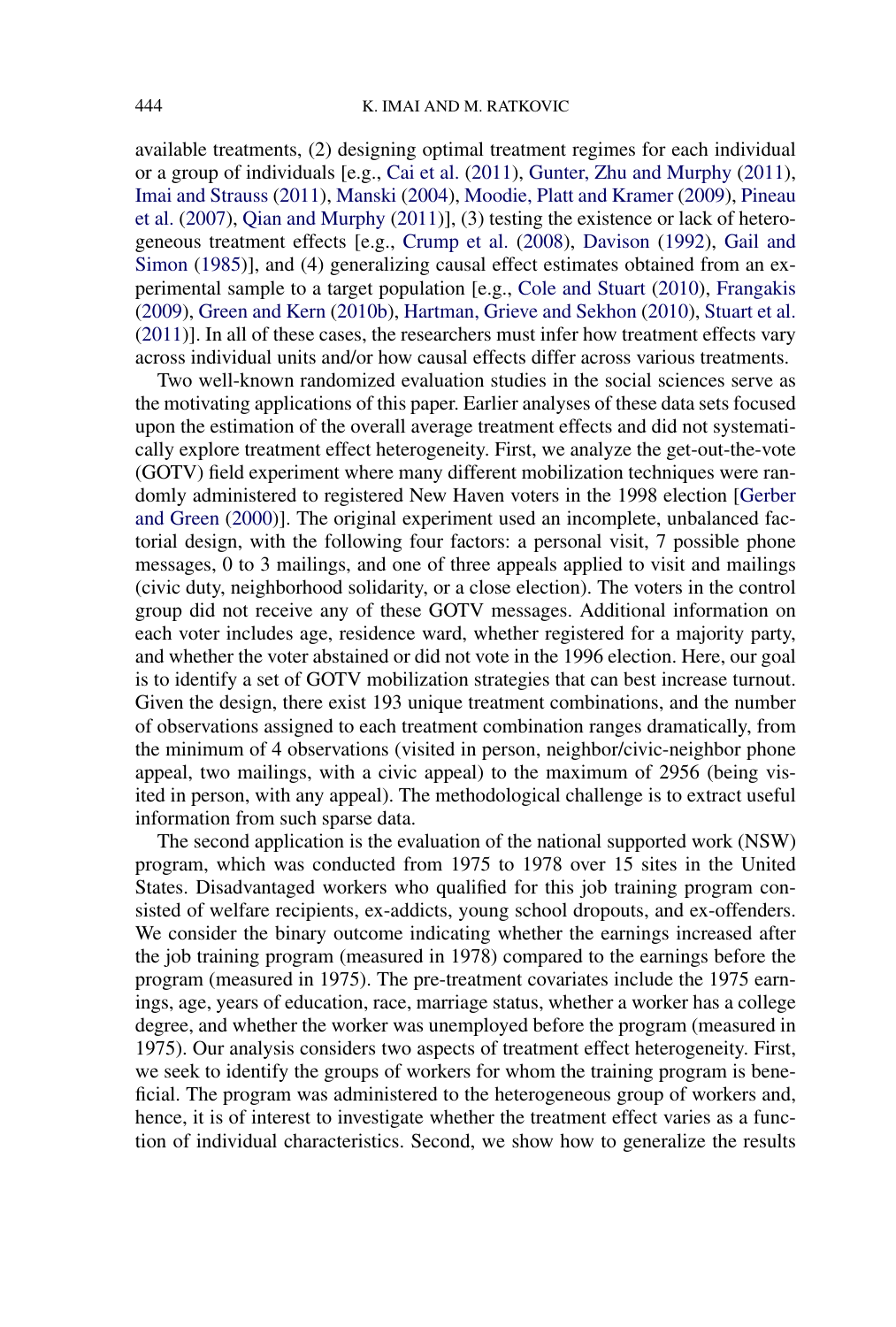available treatments, (2) designing optimal treatment regimes for each individual or a group of individuals [e.g., Cai et al. (2011), Gunter, Zhu and Murphy (2011), Imai and Strauss (2011), Manski (2004), Moodie, Platt and Kramer (2009), Pineau et al. (2007), Qian and Murphy (2011)], (3) testing the existence or lack of heterogeneous treatment effects [e.g., Crump et al. (2008), Davison (1992), Gail and Simon (1985)], and (4) generalizing causal effect estimates obtained from an experimental sample to a target population [e.g., Cole and Stuart (2010), Frangakis (2009), Green and Kern (2010b), Hartman, Grieve and Sekhon (2010), Stuart et al. (2011)]. In all of these cases, the researchers must infer how treatment effects vary across individual units and/or how causal effects differ across various treatments.

Two well-known randomized evaluation studies in the social sciences serve as the motivating applications of this paper. Earlier analyses of these data sets focused upon the estimation of the overall average treatment effects and did not systematically explore treatment effect heterogeneity. First, we analyze the get-out-the-vote (GOTV) field experiment where many different mobilization techniques were randomly administered to registered New Haven voters in the 1998 election [Gerber and Green (2000)]. The original experiment used an incomplete, unbalanced factorial design, with the following four factors: a personal visit, 7 possible phone messages, 0 to 3 mailings, and one of three appeals applied to visit and mailings (civic duty, neighborhood solidarity, or a close election). The voters in the control group did not receive any of these GOTV messages. Additional information on each voter includes age, residence ward, whether registered for a majority party, and whether the voter abstained or did not vote in the 1996 election. Here, our goal is to identify a set of GOTV mobilization strategies that can best increase turnout. Given the design, there exist 193 unique treatment combinations, and the number of observations assigned to each treatment combination ranges dramatically, from the minimum of 4 observations (visited in person, neighbor/civic-neighbor phone appeal, two mailings, with a civic appeal) to the maximum of 2956 (being visited in person, with any appeal). The methodological challenge is to extract useful information from such sparse data.

The second application is the evaluation of the national supported work (NSW) program, which was conducted from 1975 to 1978 over 15 sites in the United States. Disadvantaged workers who qualified for this job training program consisted of welfare recipients, ex-addicts, young school dropouts, and ex-offenders. We consider the binary outcome indicating whether the earnings increased after the job training program (measured in 1978) compared to the earnings before the program (measured in 1975). The pre-treatment covariates include the 1975 earnings, age, years of education, race, marriage status, whether a worker has a college degree, and whether the worker was unemployed before the program (measured in 1975). Our analysis considers two aspects of treatment effect heterogeneity. First, we seek to identify the groups of workers for whom the training program is beneficial. The program was administered to the heterogeneous group of workers and, hence, it is of interest to investigate whether the treatment effect varies as a function of individual characteristics. Second, we show how to generalize the results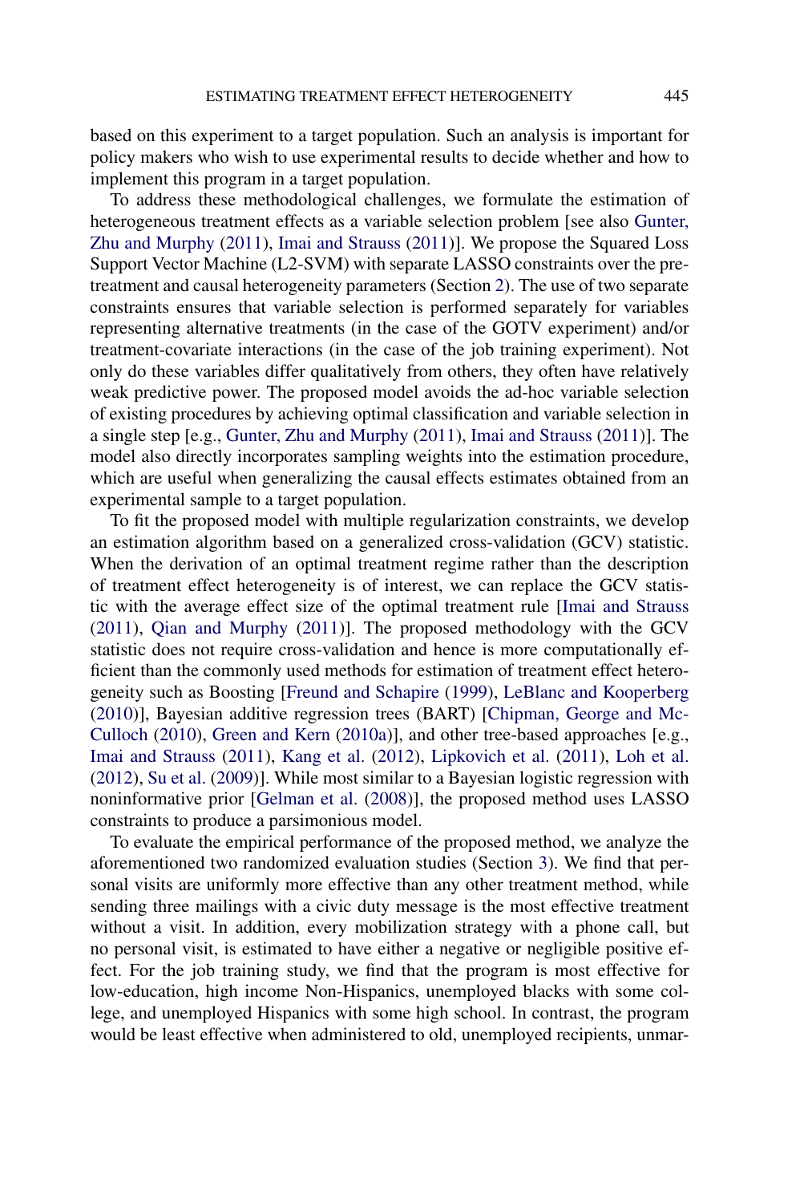based on this experiment to a target population. Such an analysis is important for policy makers who wish to use experimental results to decide whether and how to implement this program in a target population.

To address these methodological challenges, we formulate the estimation of heterogeneous treatment effects as a variable selection problem [see also Gunter, Zhu and Murphy (2011), Imai and Strauss (2011)]. We propose the Squared Loss Support Vector Machine (L2-SVM) with separate LASSO constraints over the pretreatment and causal heterogeneity parameters (Section 2). The use of two separate constraints ensures that variable selection is performed separately for variables representing alternative treatments (in the case of the GOTV experiment) and/or treatment-covariate interactions (in the case of the job training experiment). Not only do these variables differ qualitatively from others, they often have relatively weak predictive power. The proposed model avoids the ad-hoc variable selection of existing procedures by achieving optimal classification and variable selection in a single step [e.g., Gunter, Zhu and Murphy (2011), Imai and Strauss (2011)]. The model also directly incorporates sampling weights into the estimation procedure, which are useful when generalizing the causal effects estimates obtained from an experimental sample to a target population.

To fit the proposed model with multiple regularization constraints, we develop an estimation algorithm based on a generalized cross-validation (GCV) statistic. When the derivation of an optimal treatment regime rather than the description of treatment effect heterogeneity is of interest, we can replace the GCV statistic with the average effect size of the optimal treatment rule [Imai and Strauss (2011), Qian and Murphy (2011)]. The proposed methodology with the GCV statistic does not require cross-validation and hence is more computationally efficient than the commonly used methods for estimation of treatment effect heterogeneity such as Boosting [Freund and Schapire (1999), LeBlanc and Kooperberg (2010)], Bayesian additive regression trees (BART) [Chipman, George and McCulloch (2010), Green and Kern (2010a)], and other tree-based approaches [e.g., Imai and Strauss (2011), Kang et al. (2012), Lipkovich et al. (2011), Loh et al. (2012), Su et al. (2009)]. While most similar to a Bayesian logistic regression with noninformative prior [Gelman et al. (2008)], the proposed method uses LASSO constraints to produce a parsimonious model.

To evaluate the empirical performance of the proposed method, we analyze the aforementioned two randomized evaluation studies (Section 3). We find that personal visits are uniformly more effective than any other treatment method, while sending three mailings with a civic duty message is the most effective treatment without a visit. In addition, every mobilization strategy with a phone call, but no personal visit, is estimated to have either a negative or negligible positive effect. For the job training study, we find that the program is most effective for low-education, high income Non-Hispanics, unemployed blacks with some college, and unemployed Hispanics with some high school. In contrast, the program would be least effective when administered to old, unemployed recipients, unmar-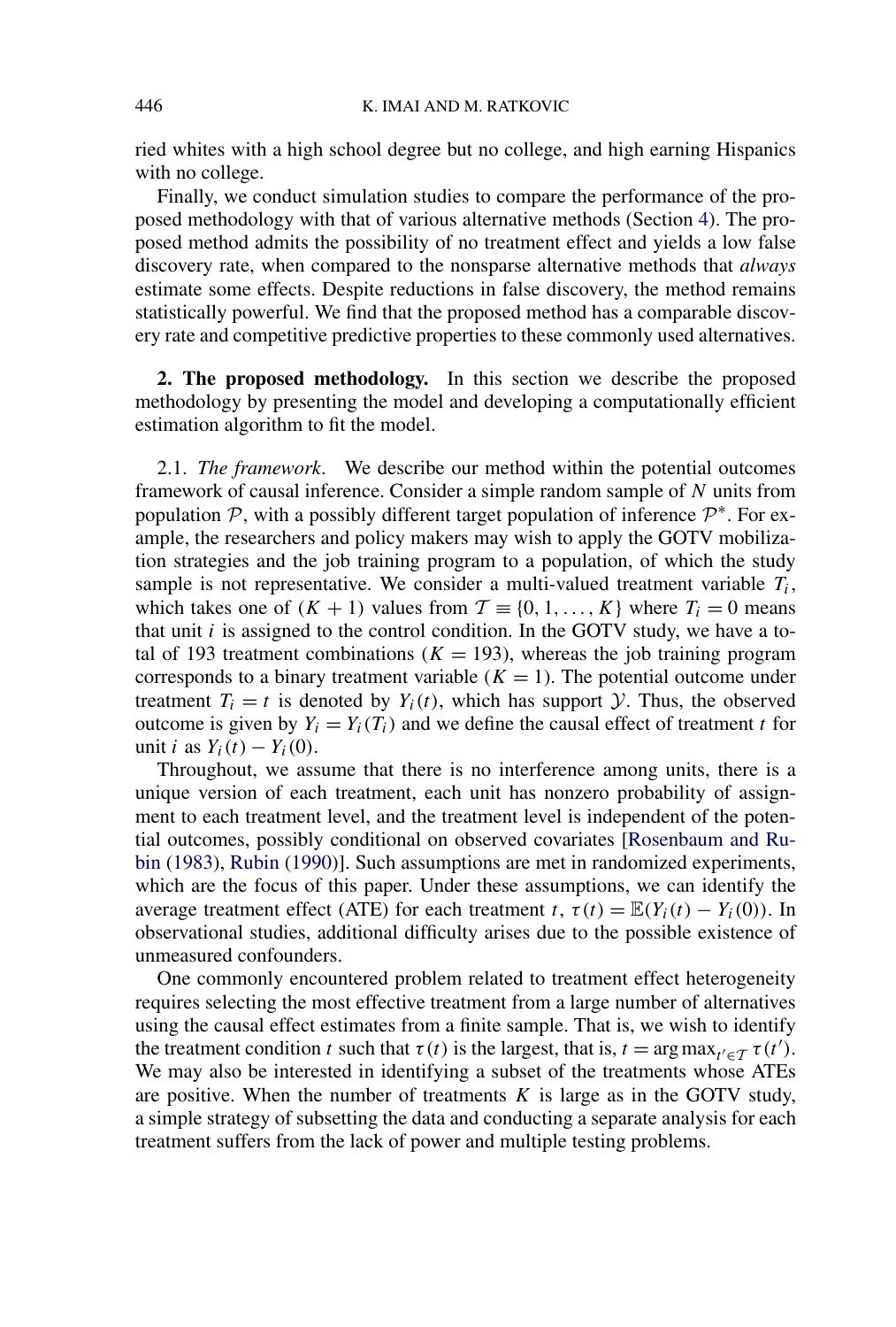ried whites with a high school degree but no college, and high earning Hispanics with no college.

Finally, we conduct simulation studies to compare the performance of the proposed methodology with that of various alternative methods (Section 4). The proposed method admits the possibility of no treatment effect and yields a low false discovery rate, when compared to the nonsparse alternative methods that *always* estimate some effects. Despite reductions in false discovery, the method remains statistically powerful. We find that the proposed method has a comparable discovery rate and competitive predictive properties to these commonly used alternatives.

## 2. The proposed methodology.

In this section we describe the proposed methodology by presenting the model and developing a computationally efficient estimation algorithm to fit the model.

### 2.1. *The framework*.

We describe our method within the potential outcomes framework of causal inference. Consider a simple random sample of $N$ units from population $\mathcal{P}$, with a possibly different target population of inference $\mathcal{P}^*$. For example, the researchers and policy makers may wish to apply the GOTV mobilization strategies and the job training program to a population, of which the study sample is not representative. We consider a multi-valued treatment variable $T_i$, which takes one of $(K+1)$ values from $\mathcal{T} \equiv \{0, 1, \dots, K\}$ where $T_i = 0$ means that unit $i$ is assigned to the control condition. In the GOTV study, we have a total of 193 treatment combinations ($K = 193$), whereas the job training program corresponds to a binary treatment variable ($K = 1$). The potential outcome under treatment $T_i = t$ is denoted by $Y_i(t)$, which has support $\mathcal{Y}$. Thus, the observed outcome is given by $Y_i = Y_i(T_i)$ and we define the causal effect of treatment $t$ for unit $i$ as $Y_i(t) - Y_i(0)$.

Throughout, we assume that there is no interference among units, there is a unique version of each treatment, each unit has nonzero probability of assignment to each treatment level, and the treatment level is independent of the potential outcomes, possibly conditional on observed covariates [Rosenbaum and Rubin (1983), Rubin (1990)]. Such assumptions are met in randomized experiments, which are the focus of this paper. Under these assumptions, we can identify the average treatment effect (ATE) for each treatment $t$, $\tau(t) = \mathbb{E}(Y_i(t) - Y_i(0))$. In observational studies, additional difficulty arises due to the possible existence of unmeasured confounders.

One commonly encountered problem related to treatment effect heterogeneity requires selecting the most effective treatment from a large number of alternatives using the causal effect estimates from a finite sample. That is, we wish to identify the treatment condition $t$ such that $\tau(t)$ is the largest, that is, $t = \arg\max_{t' \in \mathcal{T}} \tau(t')$. We may also be interested in identifying a subset of the treatments whose ATEs are positive. When the number of treatments $K$ is large as in the GOTV study, a simple strategy of subsetting the data and conducting a separate analysis for each treatment suffers from the lack of power and multiple testing problems.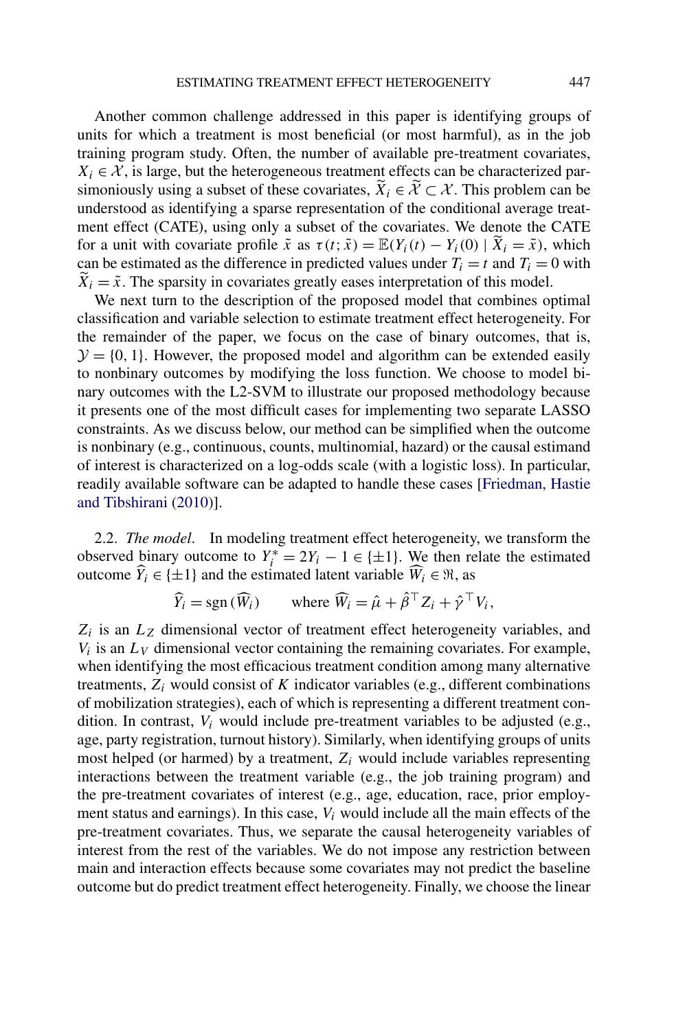Another common challenge addressed in this paper is identifying groups of units for which a treatment is most beneficial (or most harmful), as in the job training program study. Often, the number of available pre-treatment covariates, $X_i \in \mathcal{X}$, is large, but the heterogeneous treatment effects can be characterized parsimoniously using a subset of these covariates, $\widetilde{X}_i \in \widetilde{\mathcal{X}} \subset \mathcal{X}$. This problem can be understood as identifying a sparse representation of the conditional average treatment effect (CATE), using only a subset of the covariates. We denote the CATE for a unit with covariate profile $\tilde{x}$ as $\tau(t; \tilde{x}) = \mathbb{E}(Y_i(t) - Y_i(0) \mid \widetilde{X}_i = \tilde{x})$, which can be estimated as the difference in predicted values under $T_i = t$ and $T_i = 0$ with $\widetilde{X}_i = \tilde{x}$. The sparsity in covariates greatly eases interpretation of this model.

We next turn to the description of the proposed model that combines optimal classification and variable selection to estimate treatment effect heterogeneity. For the remainder of the paper, we focus on the case of binary outcomes, that is, $\mathcal{Y} = \{0, 1\}$. However, the proposed model and algorithm can be extended easily to nonbinary outcomes by modifying the loss function. We choose to model binary outcomes with the L2-SVM to illustrate our proposed methodology because it presents one of the most difficult cases for implementing two separate LASSO constraints. As we discuss below, our method can be simplified when the outcome is nonbinary (e.g., continuous, counts, multinomial, hazard) or the causal estimand of interest is characterized on a log-odds scale (with a logistic loss). In particular, readily available software can be adapted to handle these cases [Friedman, Hastie and Tibshirani (2010)].

2.2. *The model*. In modeling treatment effect heterogeneity, we transform the observed binary outcome to $Y_i^* = 2Y_i - 1 \in \{\pm 1\}$. We then relate the estimated outcome $\widehat{Y}_i \in \{\pm 1\}$ and the estimated latent variable $\widehat{W}_i \in \Re$, as

$$\widehat{Y}_i = \operatorname{sgn}(\widehat{W}_i) \qquad \text{where } \widehat{W}_i = \hat{\mu} + \hat{\beta}^\top Z_i + \hat{\gamma}^\top V_i,$$

$Z_i$ is an $L_Z$ dimensional vector of treatment effect heterogeneity variables, and $V_i$ is an $L_V$ dimensional vector containing the remaining covariates. For example, when identifying the most efficacious treatment condition among many alternative treatments, $Z_i$ would consist of $K$ indicator variables (e.g., different combinations of mobilization strategies), each of which is representing a different treatment condition. In contrast, $V_i$ would include pre-treatment variables to be adjusted (e.g., age, party registration, turnout history). Similarly, when identifying groups of units most helped (or harmed) by a treatment, $Z_i$ would include variables representing interactions between the treatment variable (e.g., the job training program) and the pre-treatment covariates of interest (e.g., age, education, race, prior employment status and earnings). In this case, $V_i$ would include all the main effects of the pre-treatment covariates. Thus, we separate the causal heterogeneity variables of interest from the rest of the variables. We do not impose any restriction between main and interaction effects because some covariates may not predict the baseline outcome but do predict treatment effect heterogeneity. Finally, we choose the linear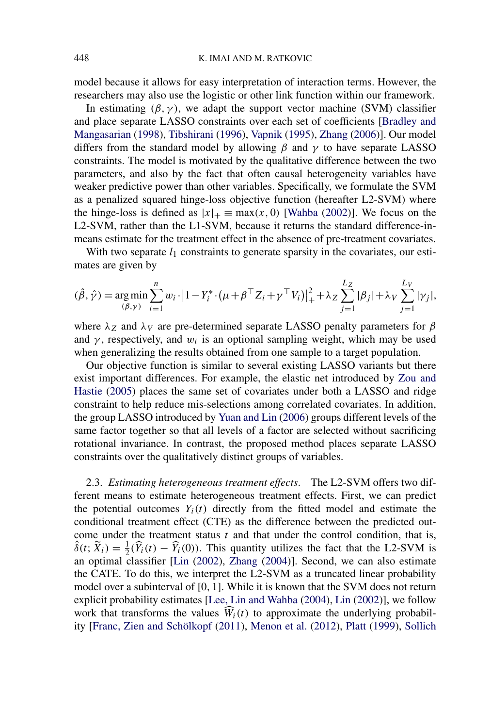model because it allows for easy interpretation of interaction terms. However, the researchers may also use the logistic or other link function within our framework.

In estimating $(\beta, \gamma)$, we adapt the support vector machine (SVM) classifier and place separate LASSO constraints over each set of coefficients [Bradley and Mangasarian (1998), Tibshirani (1996), Vapnik (1995), Zhang (2006)]. Our model differs from the standard model by allowing $\beta$ and $\gamma$ to have separate LASSO constraints. The model is motivated by the qualitative difference between the two parameters, and also by the fact that often causal heterogeneity variables have weaker predictive power than other variables. Specifically, we formulate the SVM as a penalized squared hinge-loss objective function (hereafter L2-SVM) where the hinge-loss is defined as $|x|_+ \equiv \max(x, 0)$ [Wahba (2002)]. We focus on the L2-SVM, rather than the L1-SVM, because it returns the standard difference-in-means estimate for the treatment effect in the absence of pre-treatment covariates.

With two separate $l_1$ constraints to generate sparsity in the covariates, our estimates are given by

$$(\hat{\beta}, \hat{\gamma}) = \underset{(\beta,\gamma)}{\arg\min} \sum_{i=1}^{n} w_i \cdot \left|1 - Y_i^* \cdot (\mu + \beta^\top Z_i + \gamma^\top V_i)\right|_+^2 + \lambda_Z \sum_{j=1}^{L_Z} |\beta_j| + \lambda_V \sum_{j=1}^{L_V} |\gamma_j|,$$

where $\lambda_Z$ and $\lambda_V$ are pre-determined separate LASSO penalty parameters for $\beta$ and $\gamma$, respectively, and $w_i$ is an optional sampling weight, which may be used when generalizing the results obtained from one sample to a target population.

Our objective function is similar to several existing LASSO variants but there exist important differences. For example, the elastic net introduced by Zou and Hastie (2005) places the same set of covariates under both a LASSO and ridge constraint to help reduce mis-selections among correlated covariates. In addition, the group LASSO introduced by Yuan and Lin (2006) groups different levels of the same factor together so that all levels of a factor are selected without sacrificing rotational invariance. In contrast, the proposed method places separate LASSO constraints over the qualitatively distinct groups of variables.

### 2.3. *Estimating heterogeneous treatment effects*.

The L2-SVM offers two different means to estimate heterogeneous treatment effects. First, we can predict the potential outcomes $Y_i(t)$ directly from the fitted model and estimate the conditional treatment effect (CTE) as the difference between the predicted outcome under the treatment status $t$ and that under the control condition, that is, $\hat{\delta}(t; \widetilde{X}_i) = \frac{1}{2}(\widehat{Y}_i(t) - \widehat{Y}_i(0))$. This quantity utilizes the fact that the L2-SVM is an optimal classifier [Lin (2002), Zhang (2004)]. Second, we can also estimate the CATE. To do this, we interpret the L2-SVM as a truncated linear probability model over a subinterval of [0, 1]. While it is known that the SVM does not return explicit probability estimates [Lee, Lin and Wahba (2004), Lin (2002)], we follow work that transforms the values $\widehat{W}_i(t)$ to approximate the underlying probability [Franc, Zien and Schölkopf (2011), Menon et al. (2012), Platt (1999), Sollich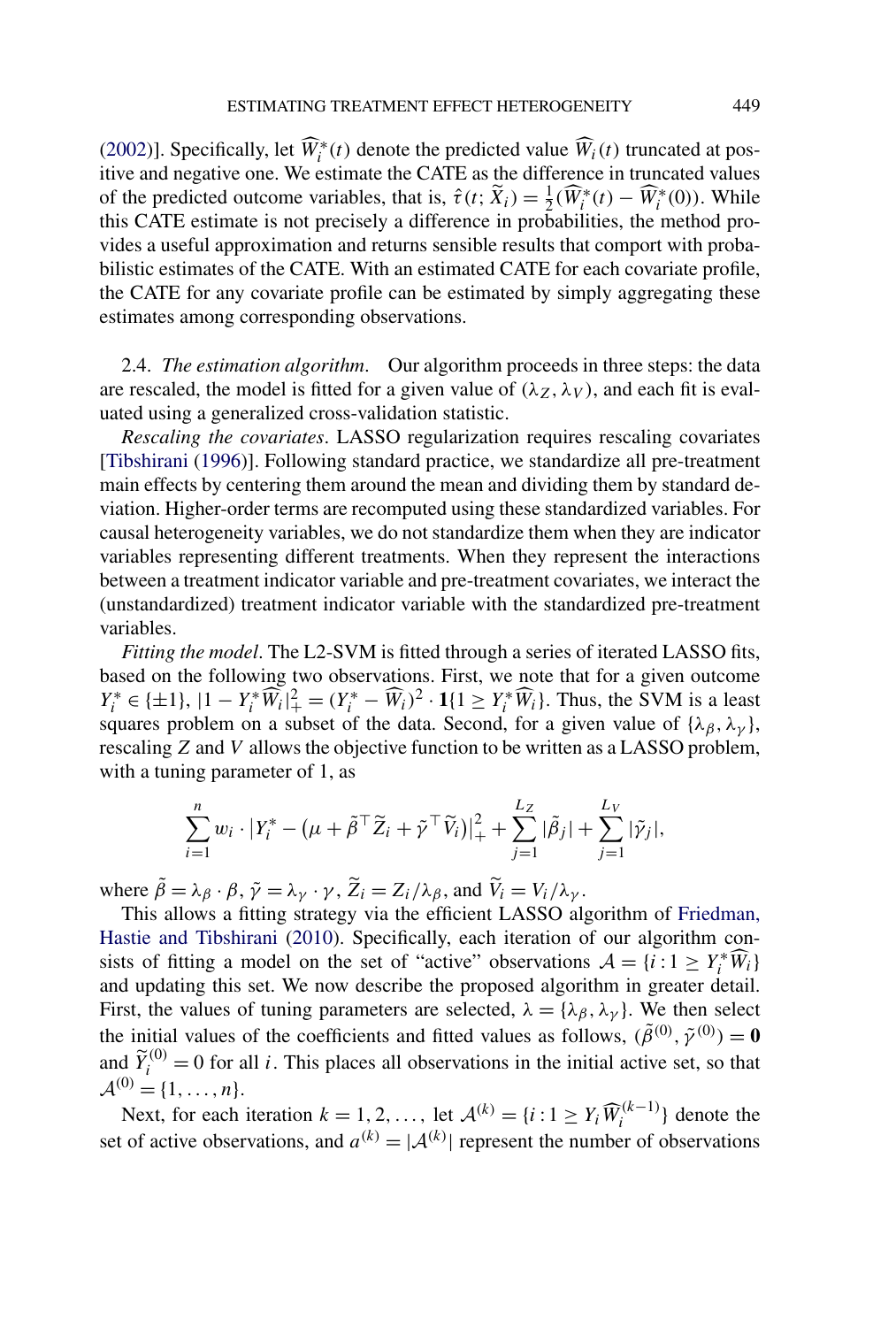(2002)]. Specifically, let $\widehat{W}_i^*(t)$ denote the predicted value $\widehat{W}_i(t)$ truncated at positive and negative one. We estimate the CATE as the difference in truncated values of the predicted outcome variables, that is, $\hat{\tau}(t; \widetilde{X}_i) = \frac{1}{2}(\widehat{W}_i^*(t) - \widehat{W}_i^*(0))$. While this CATE estimate is not precisely a difference in probabilities, the method provides a useful approximation and returns sensible results that comport with probabilistic estimates of the CATE. With an estimated CATE for each covariate profile, the CATE for any covariate profile can be estimated by simply aggregating these estimates among corresponding observations.

2.4. *The estimation algorithm*. Our algorithm proceeds in three steps: the data are rescaled, the model is fitted for a given value of $(\lambda_Z, \lambda_V)$, and each fit is evaluated using a generalized cross-validation statistic.

*Rescaling the covariates*. LASSO regularization requires rescaling covariates [Tibshirani (1996)]. Following standard practice, we standardize all pre-treatment main effects by centering them around the mean and dividing them by standard deviation. Higher-order terms are recomputed using these standardized variables. For causal heterogeneity variables, we do not standardize them when they are indicator variables representing different treatments. When they represent the interactions between a treatment indicator variable and pre-treatment covariates, we interact the (unstandardized) treatment indicator variable with the standardized pre-treatment variables.

*Fitting the model*. The L2-SVM is fitted through a series of iterated LASSO fits, based on the following two observations. First, we note that for a given outcome $Y_i^* \in \{\pm 1\}$, $|1 - Y_i^* \widehat{W}_i|_+^2 = (Y_i^* - \widehat{W}_i)^2 \cdot \mathbf{1}\{1 \geq Y_i^* \widehat{W}_i\}$. Thus, the SVM is a least squares problem on a subset of the data. Second, for a given value of $\{\lambda_\beta, \lambda_\gamma\}$, rescaling $Z$ and $V$ allows the objective function to be written as a LASSO problem, with a tuning parameter of 1, as

$$\sum_{i=1}^{n} w_i \cdot \left|Y_i^* - \left(\mu + \tilde{\beta}^\top \widetilde{Z}_i + \tilde{\gamma}^\top \widetilde{V}_i\right)\right|_+^2 + \sum_{j=1}^{L_Z} |\tilde{\beta}_j| + \sum_{j=1}^{L_V} |\tilde{\gamma}_j|,$$

where $\tilde{\beta} = \lambda_\beta \cdot \beta$, $\tilde{\gamma} = \lambda_\gamma \cdot \gamma$, $\widetilde{Z}_i = Z_i / \lambda_\beta$, and $\widetilde{V}_i = V_i / \lambda_\gamma$.

This allows a fitting strategy via the efficient LASSO algorithm of Friedman, Hastie and Tibshirani (2010). Specifically, each iteration of our algorithm consists of fitting a model on the set of "active" observations $\mathcal{A} = \{i : 1 \geq Y_i^* \widehat{W}_i\}$ and updating this set. We now describe the proposed algorithm in greater detail. First, the values of tuning parameters are selected, $\lambda = \{\lambda_\beta, \lambda_\gamma\}$. We then select the initial values of the coefficients and fitted values as follows, $(\tilde{\beta}^{(0)}, \tilde{\gamma}^{(0)}) = \mathbf{0}$ and $\widetilde{Y}_i^{(0)} = 0$ for all $i$. This places all observations in the initial active set, so that $\mathcal{A}^{(0)} = \{1, \ldots, n\}$.

Next, for each iteration $k = 1, 2, \ldots,$ let $\mathcal{A}^{(k)} = \{i : 1 \geq Y_i \widehat{W}_i^{(k-1)}\}$ denote the set of active observations, and $a^{(k)} = |\mathcal{A}^{(k)}|$ represent the number of observations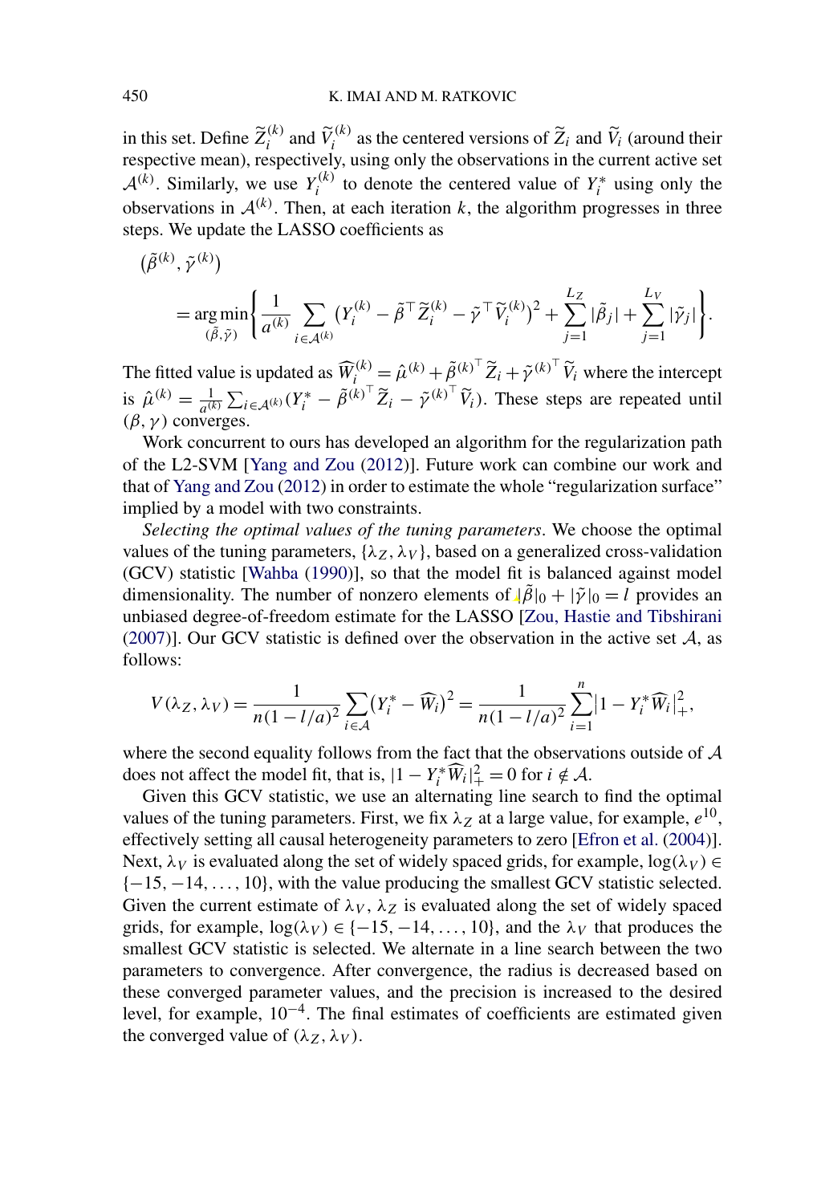in this set. Define $\widetilde{Z}_i^{(k)}$ and $\widetilde{V}_i^{(k)}$ as the centered versions of $\widetilde{Z}_i$ and $\widetilde{V}_i$ (around their respective mean), respectively, using only the observations in the current active set $\mathcal{A}^{(k)}$. Similarly, we use $Y_i^{(k)}$ to denote the centered value of $Y_i^*$ using only the observations in $\mathcal{A}^{(k)}$. Then, at each iteration $k$, the algorithm progresses in three steps. We update the LASSO coefficients as

$$
\begin{aligned}
&(\tilde{\beta}^{(k)}, \tilde{\gamma}^{(k)}) \\
&\quad = \underset{(\tilde{\beta}, \tilde{\gamma})}{\arg\min} \left\{ \frac{1}{a^{(k)}} \sum_{i \in \mathcal{A}^{(k)}} \left(Y_i^{(k)} - \tilde{\beta}^\top \widetilde{Z}_i^{(k)} - \tilde{\gamma}^\top \widetilde{V}_i^{(k)}\right)^2 + \sum_{j=1}^{L_Z} |\tilde{\beta}_j| + \sum_{j=1}^{L_V} |\tilde{\gamma}_j| \right\}.
\end{aligned}
$$

The fitted value is updated as $\widehat{W}_i^{(k)} = \hat{\mu}^{(k)} + \tilde{\beta}^{(k)^\top} \widetilde{Z}_i + \tilde{\gamma}^{(k)^\top} \widetilde{V}_i$ where the intercept is $\hat{\mu}^{(k)} = \frac{1}{a^{(k)}} \sum_{i \in \mathcal{A}^{(k)}} (Y_i^* - \tilde{\beta}^{(k)^\top} \widetilde{Z}_i - \tilde{\gamma}^{(k)^\top} \widetilde{V}_i)$. These steps are repeated until $(\beta, \gamma)$ converges.

Work concurrent to ours has developed an algorithm for the regularization path of the L2-SVM [Yang and Zou (2012)]. Future work can combine our work and that of Yang and Zou (2012) in order to estimate the whole "regularization surface" implied by a model with two constraints.

*Selecting the optimal values of the tuning parameters*. We choose the optimal values of the tuning parameters, $\{\lambda_Z, \lambda_V\}$, based on a generalized cross-validation (GCV) statistic [Wahba (1990)], so that the model fit is balanced against model dimensionality. The number of nonzero elements of $|\tilde{\beta}|_0 + |\tilde{\gamma}|_0 = l$ provides an unbiased degree-of-freedom estimate for the LASSO [Zou, Hastie and Tibshirani (2007)]. Our GCV statistic is defined over the observation in the active set $\mathcal{A}$, as follows:

$$
V(\lambda_Z, \lambda_V) = \frac{1}{n(1 - l/a)^2} \sum_{i \in \mathcal{A}} (Y_i^* - \widehat{W}_i)^2 = \frac{1}{n(1 - l/a)^2} \sum_{i=1}^{n} |1 - Y_i^* \widehat{W}_i|_+^2,
$$

where the second equality follows from the fact that the observations outside of $\mathcal{A}$ does not affect the model fit, that is, $|1 - Y_i^* \widehat{W}_i|_+^2 = 0$ for $i \notin \mathcal{A}$.

Given this GCV statistic, we use an alternating line search to find the optimal values of the tuning parameters. First, we fix $\lambda_Z$ at a large value, for example, $e^{10}$, effectively setting all causal heterogeneity parameters to zero [Efron et al. (2004)]. Next, $\lambda_V$ is evaluated along the set of widely spaced grids, for example, $\log(\lambda_V) \in \{-15, -14, \dots, 10\}$, with the value producing the smallest GCV statistic selected. Given the current estimate of $\lambda_V$, $\lambda_Z$ is evaluated along the set of widely spaced grids, for example, $\log(\lambda_V) \in \{-15, -14, \dots, 10\}$, and the $\lambda_V$ that produces the smallest GCV statistic is selected. We alternate in a line search between the two parameters to convergence. After convergence, the radius is decreased based on these converged parameter values, and the precision is increased to the desired level, for example, $10^{-4}$. The final estimates of coefficients are estimated given the converged value of $(\lambda_Z, \lambda_V)$.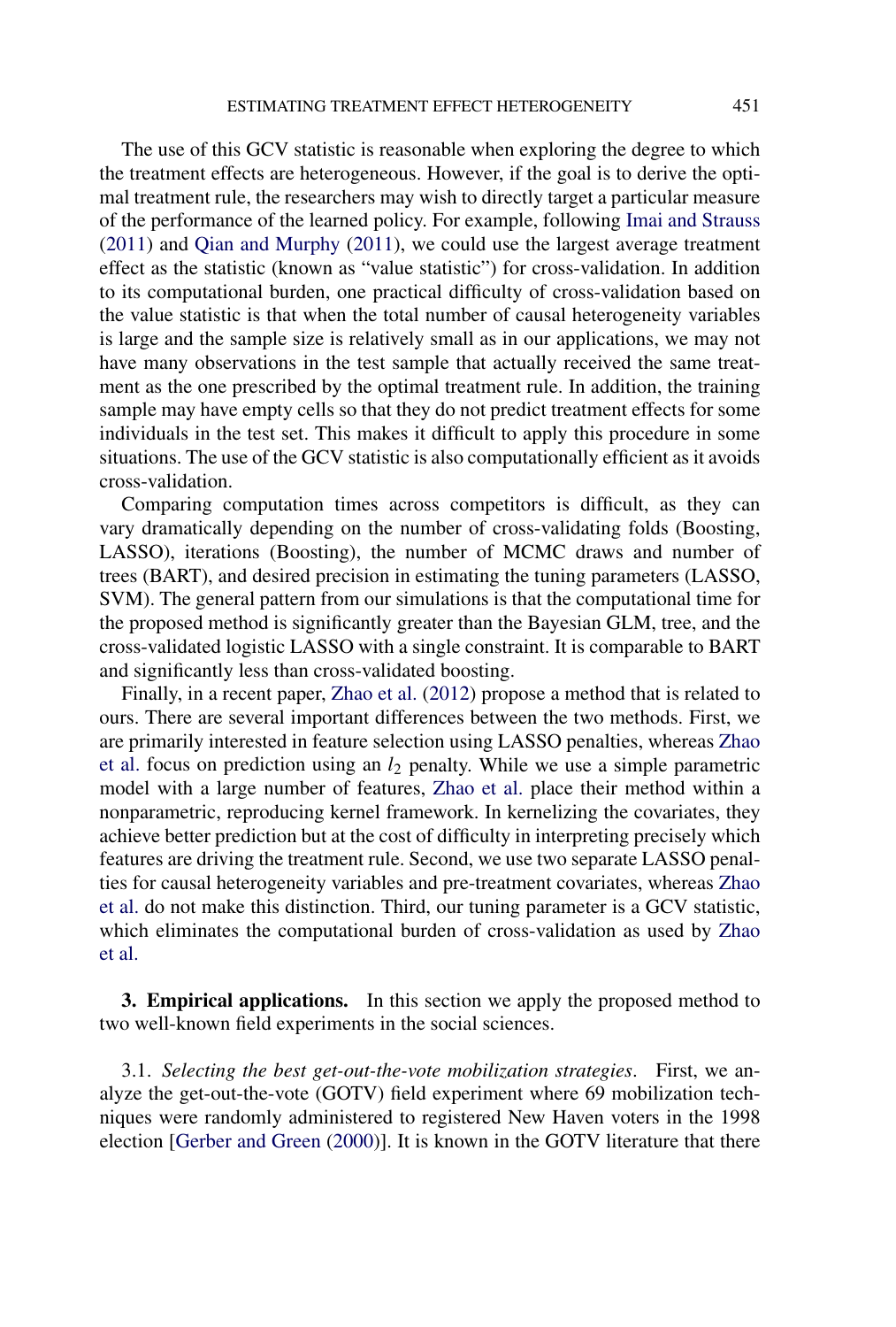The use of this GCV statistic is reasonable when exploring the degree to which the treatment effects are heterogeneous. However, if the goal is to derive the optimal treatment rule, the researchers may wish to directly target a particular measure of the performance of the learned policy. For example, following Imai and Strauss (2011) and Qian and Murphy (2011), we could use the largest average treatment effect as the statistic (known as "value statistic") for cross-validation. In addition to its computational burden, one practical difficulty of cross-validation based on the value statistic is that when the total number of causal heterogeneity variables is large and the sample size is relatively small as in our applications, we may not have many observations in the test sample that actually received the same treatment as the one prescribed by the optimal treatment rule. In addition, the training sample may have empty cells so that they do not predict treatment effects for some individuals in the test set. This makes it difficult to apply this procedure in some situations. The use of the GCV statistic is also computationally efficient as it avoids cross-validation.

Comparing computation times across competitors is difficult, as they can vary dramatically depending on the number of cross-validating folds (Boosting, LASSO), iterations (Boosting), the number of MCMC draws and number of trees (BART), and desired precision in estimating the tuning parameters (LASSO, SVM). The general pattern from our simulations is that the computational time for the proposed method is significantly greater than the Bayesian GLM, tree, and the cross-validated logistic LASSO with a single constraint. It is comparable to BART and significantly less than cross-validated boosting.

Finally, in a recent paper, Zhao et al. (2012) propose a method that is related to ours. There are several important differences between the two methods. First, we are primarily interested in feature selection using LASSO penalties, whereas Zhao et al. focus on prediction using an $l_2$ penalty. While we use a simple parametric model with a large number of features, Zhao et al. place their method within a nonparametric, reproducing kernel framework. In kernelizing the covariates, they achieve better prediction but at the cost of difficulty in interpreting precisely which features are driving the treatment rule. Second, we use two separate LASSO penalties for causal heterogeneity variables and pre-treatment covariates, whereas Zhao et al. do not make this distinction. Third, our tuning parameter is a GCV statistic, which eliminates the computational burden of cross-validation as used by Zhao et al.

## 3. Empirical applications.

In this section we apply the proposed method to two well-known field experiments in the social sciences.

### 3.1. *Selecting the best get-out-the-vote mobilization strategies*.

First, we analyze the get-out-the-vote (GOTV) field experiment where 69 mobilization techniques were randomly administered to registered New Haven voters in the 1998 election [Gerber and Green (2000)]. It is known in the GOTV literature that there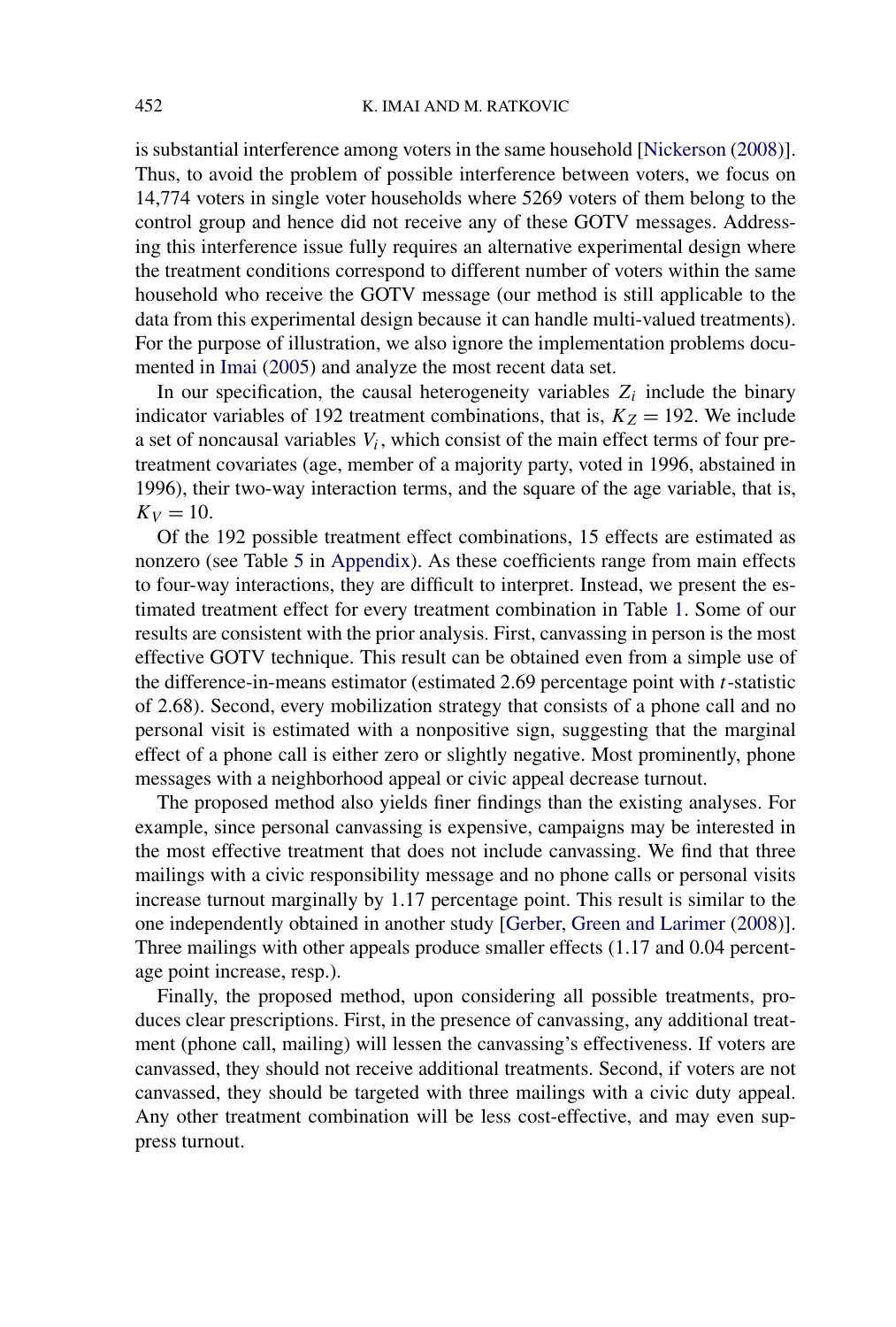is substantial interference among voters in the same household [Nickerson (2008)]. Thus, to avoid the problem of possible interference between voters, we focus on 14,774 voters in single voter households where 5269 voters of them belong to the control group and hence did not receive any of these GOTV messages. Addressing this interference issue fully requires an alternative experimental design where the treatment conditions correspond to different number of voters within the same household who receive the GOTV message (our method is still applicable to the data from this experimental design because it can handle multi-valued treatments). For the purpose of illustration, we also ignore the implementation problems documented in Imai (2005) and analyze the most recent data set.

In our specification, the causal heterogeneity variables $Z_i$ include the binary indicator variables of 192 treatment combinations, that is, $K_Z = 192$. We include a set of noncausal variables $V_i$, which consist of the main effect terms of four pretreatment covariates (age, member of a majority party, voted in 1996, abstained in 1996), their two-way interaction terms, and the square of the age variable, that is, $K_V = 10$.

Of the 192 possible treatment effect combinations, 15 effects are estimated as nonzero (see Table 5 in Appendix). As these coefficients range from main effects to four-way interactions, they are difficult to interpret. Instead, we present the estimated treatment effect for every treatment combination in Table 1. Some of our results are consistent with the prior analysis. First, canvassing in person is the most effective GOTV technique. This result can be obtained even from a simple use of the difference-in-means estimator (estimated 2.69 percentage point with $t$-statistic of 2.68). Second, every mobilization strategy that consists of a phone call and no personal visit is estimated with a nonpositive sign, suggesting that the marginal effect of a phone call is either zero or slightly negative. Most prominently, phone messages with a neighborhood appeal or civic appeal decrease turnout.

The proposed method also yields finer findings than the existing analyses. For example, since personal canvassing is expensive, campaigns may be interested in the most effective treatment that does not include canvassing. We find that three mailings with a civic responsibility message and no phone calls or personal visits increase turnout marginally by 1.17 percentage point. This result is similar to the one independently obtained in another study [Gerber, Green and Larimer (2008)]. Three mailings with other appeals produce smaller effects (1.17 and 0.04 percentage point increase, resp.).

Finally, the proposed method, upon considering all possible treatments, produces clear prescriptions. First, in the presence of canvassing, any additional treatment (phone call, mailing) will lessen the canvassing's effectiveness. If voters are canvassed, they should not receive additional treatments. Second, if voters are not canvassed, they should be targeted with three mailings with a civic duty appeal. Any other treatment combination will be less cost-effective, and may even suppress turnout.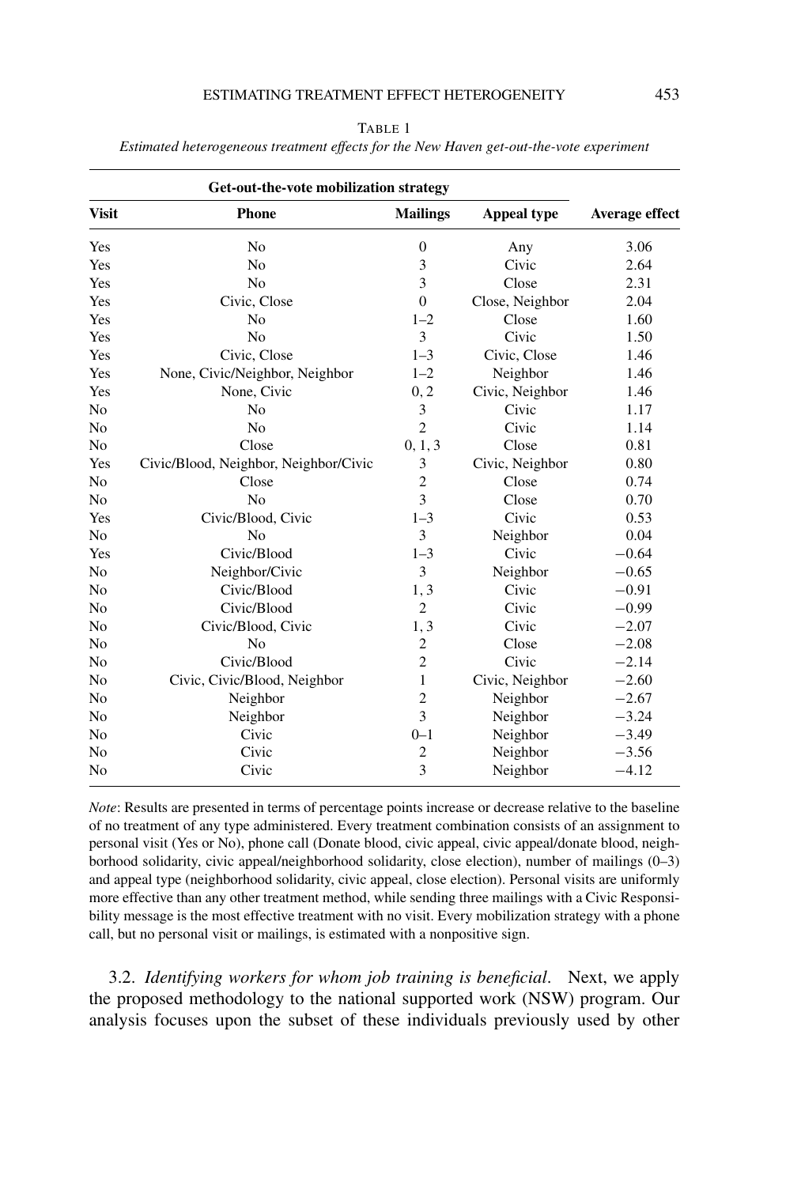TABLE 1

*Estimated heterogeneous treatment effects for the New Haven get-out-the-vote experiment*

| Get-out-the-vote mobilization strategy | | | | |
|---|---|---|---|---|
| **Visit** | **Phone** | **Mailings** | **Appeal type** | **Average effect** |
| Yes | No | 0 | Any | 3.06 |
| Yes | No | 3 | Civic | 2.64 |
| Yes | No | 3 | Close | 2.31 |
| Yes | Civic, Close | 0 | Close, Neighbor | 2.04 |
| Yes | No | 1–2 | Close | 1.60 |
| Yes | No | 3 | Civic | 1.50 |
| Yes | Civic, Close | 1–3 | Civic, Close | 1.46 |
| Yes | None, Civic/Neighbor, Neighbor | 1–2 | Neighbor | 1.46 |
| Yes | None, Civic | 0, 2 | Civic, Neighbor | 1.46 |
| No | No | 3 | Civic | 1.17 |
| No | No | 2 | Civic | 1.14 |
| No | Close | 0, 1, 3 | Close | 0.81 |
| Yes | Civic/Blood, Neighbor, Neighbor/Civic | 3 | Civic, Neighbor | 0.80 |
| No | Close | 2 | Close | 0.74 |
| No | No | 3 | Close | 0.70 |
| Yes | Civic/Blood, Civic | 1–3 | Civic | 0.53 |
| No | No | 3 | Neighbor | 0.04 |
| Yes | Civic/Blood | 1–3 | Civic | −0.64 |
| No | Neighbor/Civic | 3 | Neighbor | −0.65 |
| No | Civic/Blood | 1, 3 | Civic | −0.91 |
| No | Civic/Blood | 2 | Civic | −0.99 |
| No | Civic/Blood, Civic | 1, 3 | Civic | −2.07 |
| No | No | 2 | Close | −2.08 |
| No | Civic/Blood | 2 | Civic | −2.14 |
| No | Civic, Civic/Blood, Neighbor | 1 | Civic, Neighbor | −2.60 |
| No | Neighbor | 2 | Neighbor | −2.67 |
| No | Neighbor | 3 | Neighbor | −3.24 |
| No | Civic | 0–1 | Neighbor | −3.49 |
| No | Civic | 2 | Neighbor | −3.56 |
| No | Civic | 3 | Neighbor | −4.12 |

*Note*: Results are presented in terms of percentage points increase or decrease relative to the baseline of no treatment of any type administered. Every treatment combination consists of an assignment to personal visit (Yes or No), phone call (Donate blood, civic appeal, civic appeal/donate blood, neighborhood solidarity, civic appeal/neighborhood solidarity, close election), number of mailings (0–3) and appeal type (neighborhood solidarity, civic appeal, close election). Personal visits are uniformly more effective than any other treatment method, while sending three mailings with a Civic Responsibility message is the most effective treatment with no visit. Every mobilization strategy with a phone call, but no personal visit or mailings, is estimated with a nonpositive sign.

3.2. *Identifying workers for whom job training is beneficial*. Next, we apply the proposed methodology to the national supported work (NSW) program. Our analysis focuses upon the subset of these individuals previously used by other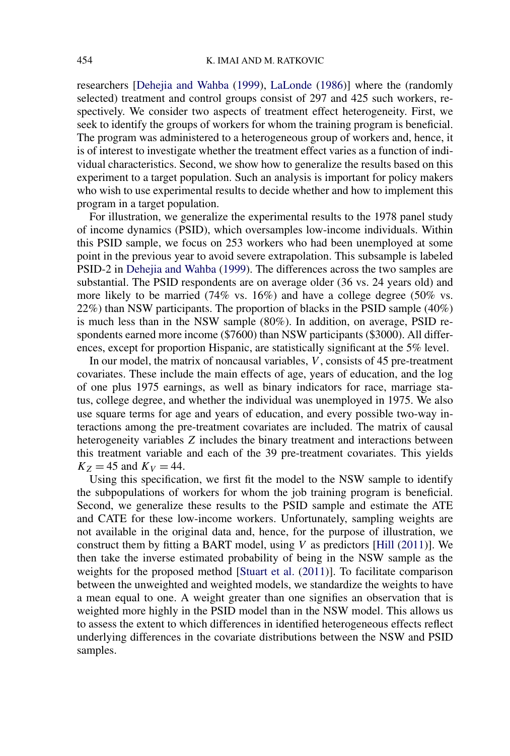researchers [Dehejia and Wahba (1999), LaLonde (1986)] where the (randomly selected) treatment and control groups consist of 297 and 425 such workers, respectively. We consider two aspects of treatment effect heterogeneity. First, we seek to identify the groups of workers for whom the training program is beneficial. The program was administered to a heterogeneous group of workers and, hence, it is of interest to investigate whether the treatment effect varies as a function of individual characteristics. Second, we show how to generalize the results based on this experiment to a target population. Such an analysis is important for policy makers who wish to use experimental results to decide whether and how to implement this program in a target population.

For illustration, we generalize the experimental results to the 1978 panel study of income dynamics (PSID), which oversamples low-income individuals. Within this PSID sample, we focus on 253 workers who had been unemployed at some point in the previous year to avoid severe extrapolation. This subsample is labeled PSID-2 in Dehejia and Wahba (1999). The differences across the two samples are substantial. The PSID respondents are on average older (36 vs. 24 years old) and more likely to be married (74% vs. 16%) and have a college degree (50% vs. 22%) than NSW participants. The proportion of blacks in the PSID sample (40%) is much less than in the NSW sample (80%). In addition, on average, PSID respondents earned more income ($7600) than NSW participants ($3000). All differences, except for proportion Hispanic, are statistically significant at the 5% level.

In our model, the matrix of noncausal variables, $V$, consists of 45 pre-treatment covariates. These include the main effects of age, years of education, and the log of one plus 1975 earnings, as well as binary indicators for race, marriage status, college degree, and whether the individual was unemployed in 1975. We also use square terms for age and years of education, and every possible two-way interactions among the pre-treatment covariates are included. The matrix of causal heterogeneity variables $Z$ includes the binary treatment and interactions between this treatment variable and each of the 39 pre-treatment covariates. This yields $K_Z = 45$ and $K_V = 44$.

Using this specification, we first fit the model to the NSW sample to identify the subpopulations of workers for whom the job training program is beneficial. Second, we generalize these results to the PSID sample and estimate the ATE and CATE for these low-income workers. Unfortunately, sampling weights are not available in the original data and, hence, for the purpose of illustration, we construct them by fitting a BART model, using $V$ as predictors [Hill (2011)]. We then take the inverse estimated probability of being in the NSW sample as the weights for the proposed method [Stuart et al. (2011)]. To facilitate comparison between the unweighted and weighted models, we standardize the weights to have a mean equal to one. A weight greater than one signifies an observation that is weighted more highly in the PSID model than in the NSW model. This allows us to assess the extent to which differences in identified heterogeneous effects reflect underlying differences in the covariate distributions between the NSW and PSID samples.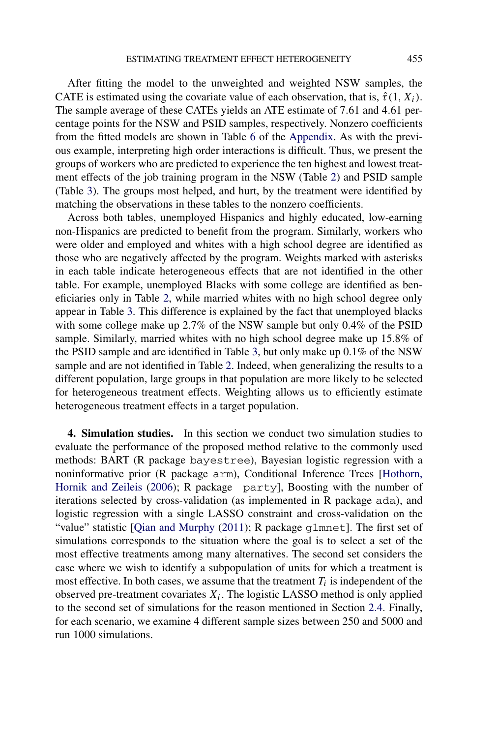After fitting the model to the unweighted and weighted NSW samples, the CATE is estimated using the covariate value of each observation, that is, $\hat{\tau}(1, X_i)$. The sample average of these CATEs yields an ATE estimate of 7.61 and 4.61 percentage points for the NSW and PSID samples, respectively. Nonzero coefficients from the fitted models are shown in Table 6 of the Appendix. As with the previous example, interpreting high order interactions is difficult. Thus, we present the groups of workers who are predicted to experience the ten highest and lowest treatment effects of the job training program in the NSW (Table 2) and PSID sample (Table 3). The groups most helped, and hurt, by the treatment were identified by matching the observations in these tables to the nonzero coefficients.

Across both tables, unemployed Hispanics and highly educated, low-earning non-Hispanics are predicted to benefit from the program. Similarly, workers who were older and employed and whites with a high school degree are identified as those who are negatively affected by the program. Weights marked with asterisks in each table indicate heterogeneous effects that are not identified in the other table. For example, unemployed Blacks with some college are identified as beneficiaries only in Table 2, while married whites with no high school degree only appear in Table 3. This difference is explained by the fact that unemployed blacks with some college make up 2.7% of the NSW sample but only 0.4% of the PSID sample. Similarly, married whites with no high school degree make up 15.8% of the PSID sample and are identified in Table 3, but only make up 0.1% of the NSW sample and are not identified in Table 2. Indeed, when generalizing the results to a different population, large groups in that population are more likely to be selected for heterogeneous treatment effects. Weighting allows us to efficiently estimate heterogeneous treatment effects in a target population.

**4. Simulation studies.** In this section we conduct two simulation studies to evaluate the performance of the proposed method relative to the commonly used methods: BART (R package `bayestree`), Bayesian logistic regression with a noninformative prior (R package `arm`), Conditional Inference Trees [Hothorn, Hornik and Zeileis (2006); R package `party`], Boosting with the number of iterations selected by cross-validation (as implemented in R package `ada`), and logistic regression with a single LASSO constraint and cross-validation on the "value" statistic [Qian and Murphy (2011); R package `glmnet`]. The first set of simulations corresponds to the situation where the goal is to select a set of the most effective treatments among many alternatives. The second set considers the case where we wish to identify a subpopulation of units for which a treatment is most effective. In both cases, we assume that the treatment $T_i$ is independent of the observed pre-treatment covariates $X_i$. The logistic LASSO method is only applied to the second set of simulations for the reason mentioned in Section 2.4. Finally, for each scenario, we examine 4 different sample sizes between 250 and 5000 and run 1000 simulations.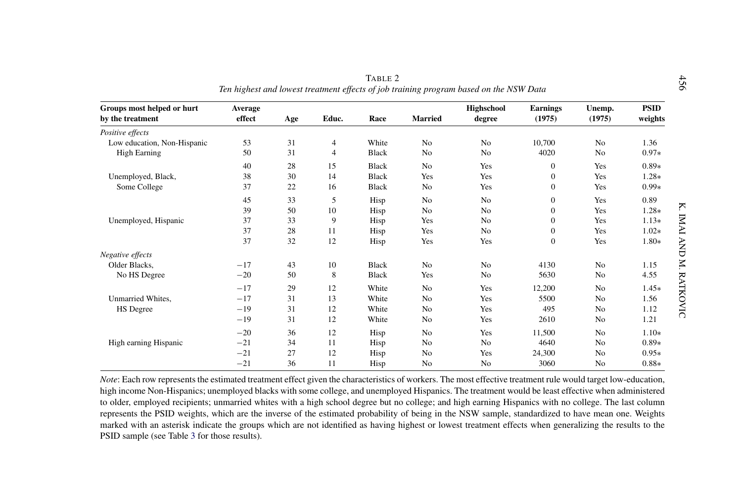TABLE 2

*Ten highest and lowest treatment effects of job training program based on the NSW Data*

| Groups most helped or hurt by the treatment | Average effect | Age | Educ. | Race | Married | Highschool degree | Earnings (1975) | Unemp. (1975) | PSID weights |
|---|---|---|---|---|---|---|---|---|---|
| *Positive effects* | | | | | | | | | |
| Low education, Non-Hispanic | 53 | 31 | 4 | White | No | No | 10,700 | No | 1.36 |
| High Earning | 50 | 31 | 4 | Black | No | No | 4020 | No | 0.97* |
| | 40 | 28 | 15 | Black | No | Yes | 0 | Yes | 0.89* |
| Unemployed, Black, | 38 | 30 | 14 | Black | Yes | Yes | 0 | Yes | 1.28* |
| Some College | 37 | 22 | 16 | Black | No | Yes | 0 | Yes | 0.99* |
| | 45 | 33 | 5 | Hisp | No | No | 0 | Yes | 0.89 |
| | 39 | 50 | 10 | Hisp | No | No | 0 | Yes | 1.28* |
| Unemployed, Hispanic | 37 | 33 | 9 | Hisp | Yes | No | 0 | Yes | 1.13* |
| | 37 | 28 | 11 | Hisp | Yes | No | 0 | Yes | 1.02* |
| | 37 | 32 | 12 | Hisp | Yes | Yes | 0 | Yes | 1.80* |
| *Negative effects* | | | | | | | | | |
| Older Blacks, | −17 | 43 | 10 | Black | No | No | 4130 | No | 1.15 |
| No HS Degree | −20 | 50 | 8 | Black | Yes | No | 5630 | No | 4.55 |
| | −17 | 29 | 12 | White | No | Yes | 12,200 | No | 1.45* |
| Unmarried Whites, | −17 | 31 | 13 | White | No | Yes | 5500 | No | 1.56 |
| HS Degree | −19 | 31 | 12 | White | No | Yes | 495 | No | 1.12 |
| | −19 | 31 | 12 | White | No | Yes | 2610 | No | 1.21 |
| | −20 | 36 | 12 | Hisp | No | Yes | 11,500 | No | 1.10* |
| High earning Hispanic | −21 | 34 | 11 | Hisp | No | No | 4640 | No | 0.89* |
| | −21 | 27 | 12 | Hisp | No | Yes | 24,300 | No | 0.95* |
| | −21 | 36 | 11 | Hisp | No | No | 3060 | No | 0.88* |

*Note*: Each row represents the estimated treatment effect given the characteristics of workers. The most effective treatment rule would target low-education, high income Non-Hispanics; unemployed blacks with some college, and unemployed Hispanics. The treatment would be least effective when administered to older, employed recipients; unmarried whites with a high school degree but no college; and high earning Hispanics with no college. The last column represents the PSID weights, which are the inverse of the estimated probability of being in the NSW sample, standardized to have mean one. Weights marked with an asterisk indicate the groups which are not identified as having highest or lowest treatment effects when generalizing the results to the PSID sample (see Table 3 for those results).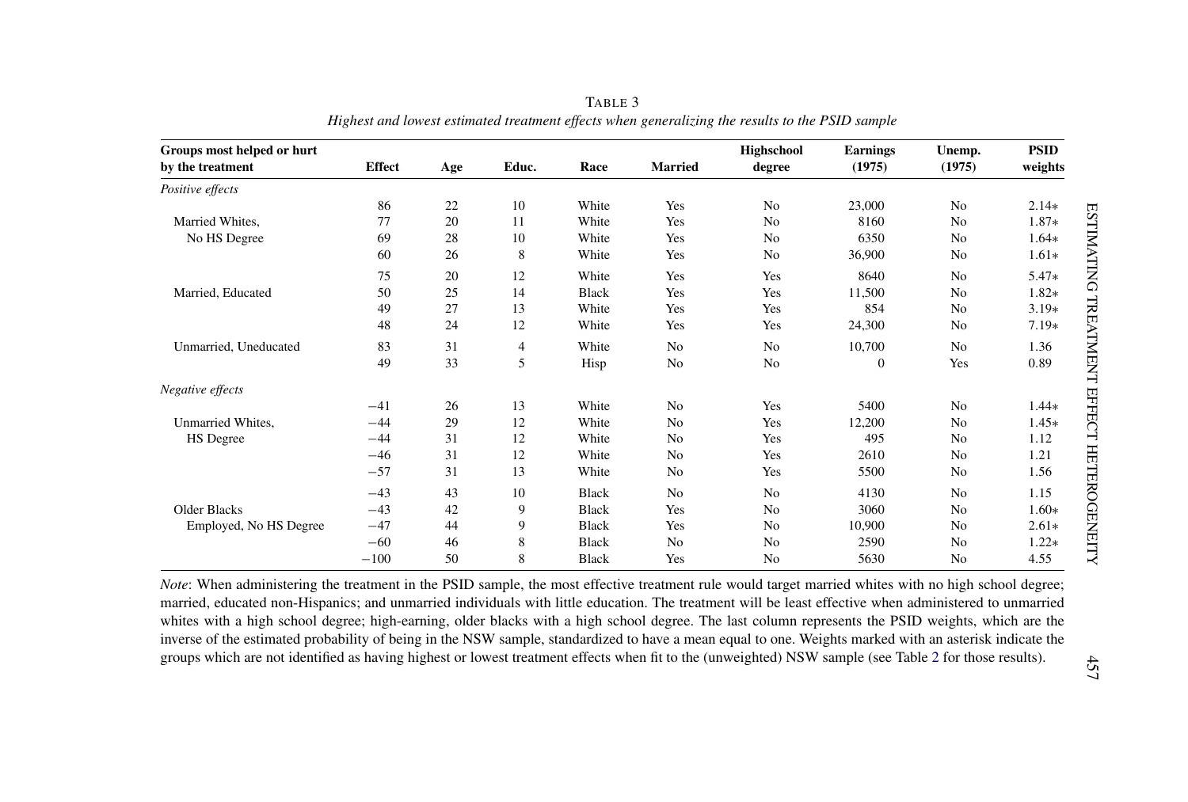TABLE 3

*Highest and lowest estimated treatment effects when generalizing the results to the PSID sample*

| Groups most helped or hurt by the treatment | Effect | Age | Educ. | Race | Married | Highschool degree | Earnings (1975) | Unemp. (1975) | PSID weights |
|---|---|---|---|---|---|---|---|---|---|
| *Positive effects* | | | | | | | | | |
| | 86 | 22 | 10 | White | Yes | No | 23,000 | No | 2.14∗ |
| Married Whites, | 77 | 20 | 11 | White | Yes | No | 8160 | No | 1.87∗ |
| No HS Degree | 69 | 28 | 10 | White | Yes | No | 6350 | No | 1.64∗ |
| | 60 | 26 | 8 | White | Yes | No | 36,900 | No | 1.61∗ |
| | 75 | 20 | 12 | White | Yes | Yes | 8640 | No | 5.47∗ |
| Married, Educated | 50 | 25 | 14 | Black | Yes | Yes | 11,500 | No | 1.82∗ |
| | 49 | 27 | 13 | White | Yes | Yes | 854 | No | 3.19∗ |
| | 48 | 24 | 12 | White | Yes | Yes | 24,300 | No | 7.19∗ |
| Unmarried, Uneducated | 83 | 31 | 4 | White | No | No | 10,700 | No | 1.36 |
| | 49 | 33 | 5 | Hisp | No | No | 0 | Yes | 0.89 |
| *Negative effects* | | | | | | | | | |
| | −41 | 26 | 13 | White | No | Yes | 5400 | No | 1.44∗ |
| Unmarried Whites, | −44 | 29 | 12 | White | No | Yes | 12,200 | No | 1.45∗ |
| HS Degree | −44 | 31 | 12 | White | No | Yes | 495 | No | 1.12 |
| | −46 | 31 | 12 | White | No | Yes | 2610 | No | 1.21 |
| | −57 | 31 | 13 | White | No | Yes | 5500 | No | 1.56 |
| | −43 | 43 | 10 | Black | No | No | 4130 | No | 1.15 |
| Older Blacks | −43 | 42 | 9 | Black | Yes | No | 3060 | No | 1.60∗ |
| Employed, No HS Degree | −47 | 44 | 9 | Black | Yes | No | 10,900 | No | 2.61∗ |
| | −60 | 46 | 8 | Black | No | No | 2590 | No | 1.22∗ |
| | −100 | 50 | 8 | Black | Yes | No | 5630 | No | 4.55 |

*Note*: When administering the treatment in the PSID sample, the most effective treatment rule would target married whites with no high school degree; married, educated non-Hispanics; and unmarried individuals with little education. The treatment will be least effective when administered to unmarried whites with a high school degree; high-earning, older blacks with a high school degree. The last column represents the PSID weights, which are the inverse of the estimated probability of being in the NSW sample, standardized to have a mean equal to one. Weights marked with an asterisk indicate the groups which are not identified as having highest or lowest treatment effects when fit to the (unweighted) NSW sample (see Table 2 for those results).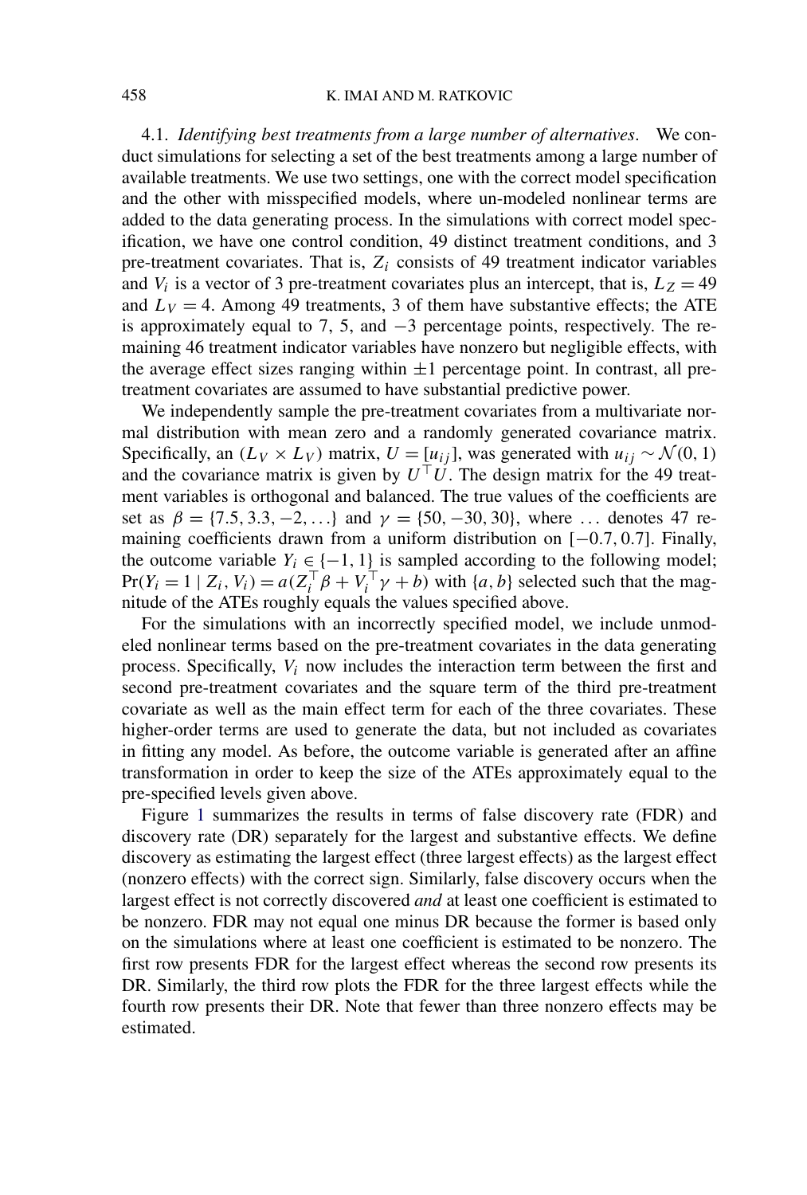### 4.1. *Identifying best treatments from a large number of alternatives*.

We conduct simulations for selecting a set of the best treatments among a large number of available treatments. We use two settings, one with the correct model specification and the other with misspecified models, where un-modeled nonlinear terms are added to the data generating process. In the simulations with correct model specification, we have one control condition, 49 distinct treatment conditions, and 3 pre-treatment covariates. That is, $Z_i$ consists of 49 treatment indicator variables and $V_i$ is a vector of 3 pre-treatment covariates plus an intercept, that is, $L_Z = 49$ and $L_V = 4$. Among 49 treatments, 3 of them have substantive effects; the ATE is approximately equal to 7, 5, and $-3$ percentage points, respectively. The remaining 46 treatment indicator variables have nonzero but negligible effects, with the average effect sizes ranging within $\pm 1$ percentage point. In contrast, all pre-treatment covariates are assumed to have substantial predictive power.

We independently sample the pre-treatment covariates from a multivariate normal distribution with mean zero and a randomly generated covariance matrix. Specifically, an $(L_V \times L_V)$ matrix, $U = [u_{ij}]$, was generated with $u_{ij} \sim \mathcal{N}(0, 1)$ and the covariance matrix is given by $U^\top U$. The design matrix for the 49 treatment variables is orthogonal and balanced. The true values of the coefficients are set as $\beta = \{7.5, 3.3, -2, \ldots\}$ and $\gamma = \{50, -30, 30\}$, where $\ldots$ denotes 47 remaining coefficients drawn from a uniform distribution on $[-0.7, 0.7]$. Finally, the outcome variable $Y_i \in \{-1, 1\}$ is sampled according to the following model; $\Pr(Y_i = 1 \mid Z_i, V_i) = a(Z_i^\top \beta + V_i^\top \gamma + b)$ with $\{a, b\}$ selected such that the magnitude of the ATEs roughly equals the values specified above.

For the simulations with an incorrectly specified model, we include unmodeled nonlinear terms based on the pre-treatment covariates in the data generating process. Specifically, $V_i$ now includes the interaction term between the first and second pre-treatment covariates and the square term of the third pre-treatment covariate as well as the main effect term for each of the three covariates. These higher-order terms are used to generate the data, but not included as covariates in fitting any model. As before, the outcome variable is generated after an affine transformation in order to keep the size of the ATEs approximately equal to the pre-specified levels given above.

Figure 1 summarizes the results in terms of false discovery rate (FDR) and discovery rate (DR) separately for the largest and substantive effects. We define discovery as estimating the largest effect (three largest effects) as the largest effect (nonzero effects) with the correct sign. Similarly, false discovery occurs when the largest effect is not correctly discovered *and* at least one coefficient is estimated to be nonzero. FDR may not equal one minus DR because the former is based only on the simulations where at least one coefficient is estimated to be nonzero. The first row presents FDR for the largest effect whereas the second row presents its DR. Similarly, the third row plots the FDR for the three largest effects while the fourth row presents their DR. Note that fewer than three nonzero effects may be estimated.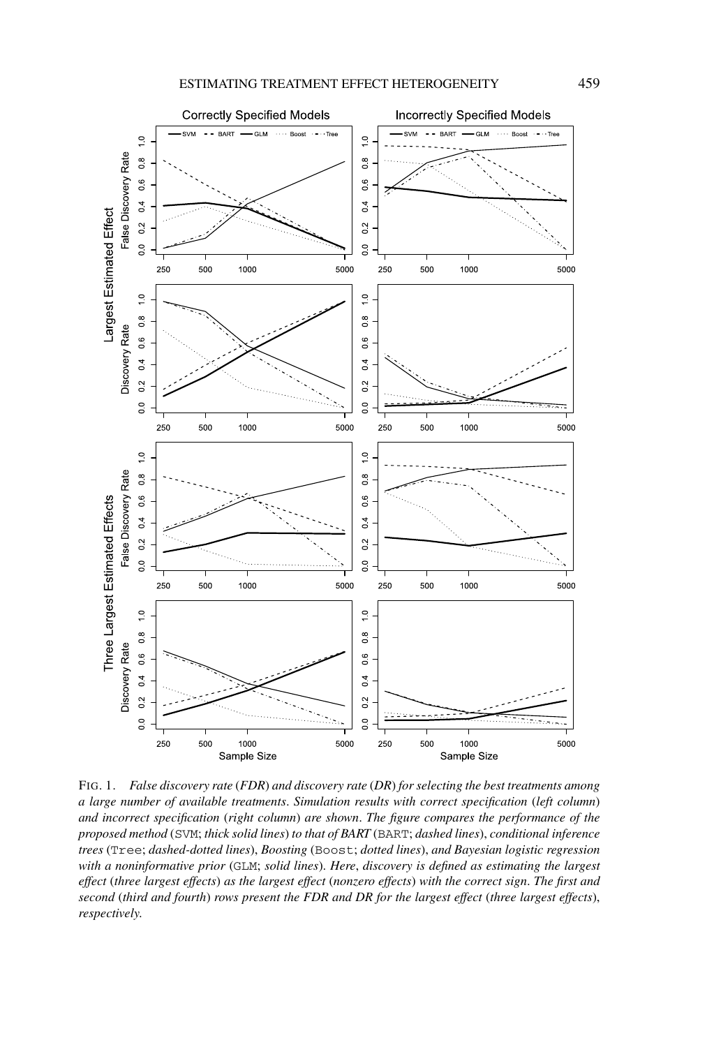FIG. 1. *False discovery rate* (*FDR*) *and discovery rate* (*DR*) *for selecting the best treatments among a large number of available treatments. Simulation results with correct specification* (*left column*) *and incorrect specification* (*right column*) *are shown. The figure compares the performance of the proposed method* (SVM; *thick solid lines*) *to that of BART* (BART; *dashed lines*), *conditional inference trees* (Tree; *dashed-dotted lines*), *Boosting* (Boost; *dotted lines*), *and Bayesian logistic regression with a noninformative prior* (GLM; *solid lines*). *Here, discovery is defined as estimating the largest effect* (*three largest effects*) *as the largest effect* (*nonzero effects*) *with the correct sign. The first and second* (*third and fourth*) *rows present the FDR and DR for the largest effect* (*three largest effects*), *respectively.*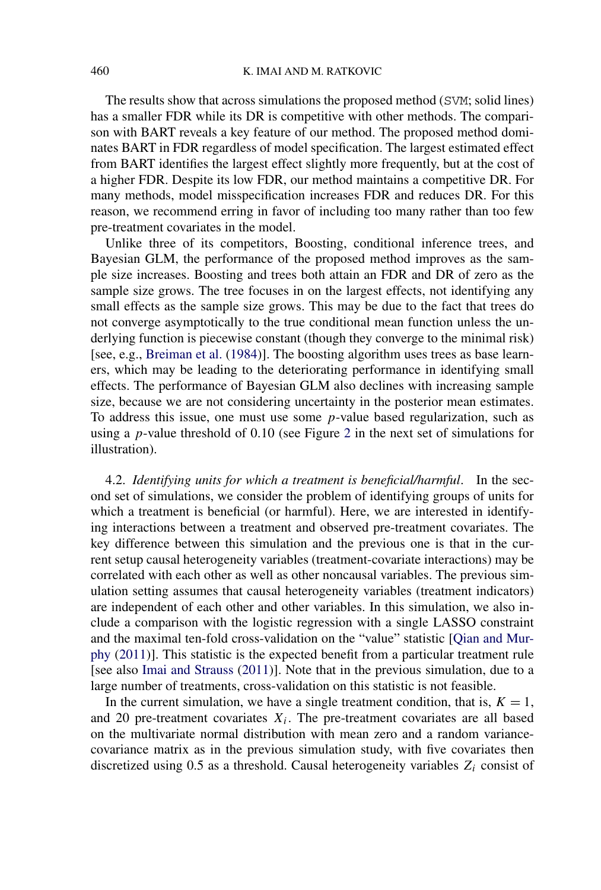The results show that across simulations the proposed method (SVM; solid lines) has a smaller FDR while its DR is competitive with other methods. The comparison with BART reveals a key feature of our method. The proposed method dominates BART in FDR regardless of model specification. The largest estimated effect from BART identifies the largest effect slightly more frequently, but at the cost of a higher FDR. Despite its low FDR, our method maintains a competitive DR. For many methods, model misspecification increases FDR and reduces DR. For this reason, we recommend erring in favor of including too many rather than too few pre-treatment covariates in the model.

Unlike three of its competitors, Boosting, conditional inference trees, and Bayesian GLM, the performance of the proposed method improves as the sample size increases. Boosting and trees both attain an FDR and DR of zero as the sample size grows. The tree focuses in on the largest effects, not identifying any small effects as the sample size grows. This may be due to the fact that trees do not converge asymptotically to the true conditional mean function unless the underlying function is piecewise constant (though they converge to the minimal risk) [see, e.g., Breiman et al. (1984)]. The boosting algorithm uses trees as base learners, which may be leading to the deteriorating performance in identifying small effects. The performance of Bayesian GLM also declines with increasing sample size, because we are not considering uncertainty in the posterior mean estimates. To address this issue, one must use some $p$-value based regularization, such as using a $p$-value threshold of 0.10 (see Figure 2 in the next set of simulations for illustration).

4.2. *Identifying units for which a treatment is beneficial/harmful*. In the second set of simulations, we consider the problem of identifying groups of units for which a treatment is beneficial (or harmful). Here, we are interested in identifying interactions between a treatment and observed pre-treatment covariates. The key difference between this simulation and the previous one is that in the current setup causal heterogeneity variables (treatment-covariate interactions) may be correlated with each other as well as other noncausal variables. The previous simulation setting assumes that causal heterogeneity variables (treatment indicators) are independent of each other and other variables. In this simulation, we also include a comparison with the logistic regression with a single LASSO constraint and the maximal ten-fold cross-validation on the "value" statistic [Qian and Murphy (2011)]. This statistic is the expected benefit from a particular treatment rule [see also Imai and Strauss (2011)]. Note that in the previous simulation, due to a large number of treatments, cross-validation on this statistic is not feasible.

In the current simulation, we have a single treatment condition, that is, $K = 1$, and 20 pre-treatment covariates $X_i$. The pre-treatment covariates are all based on the multivariate normal distribution with mean zero and a random variance-covariance matrix as in the previous simulation study, with five covariates then discretized using 0.5 as a threshold. Causal heterogeneity variables $Z_i$ consist of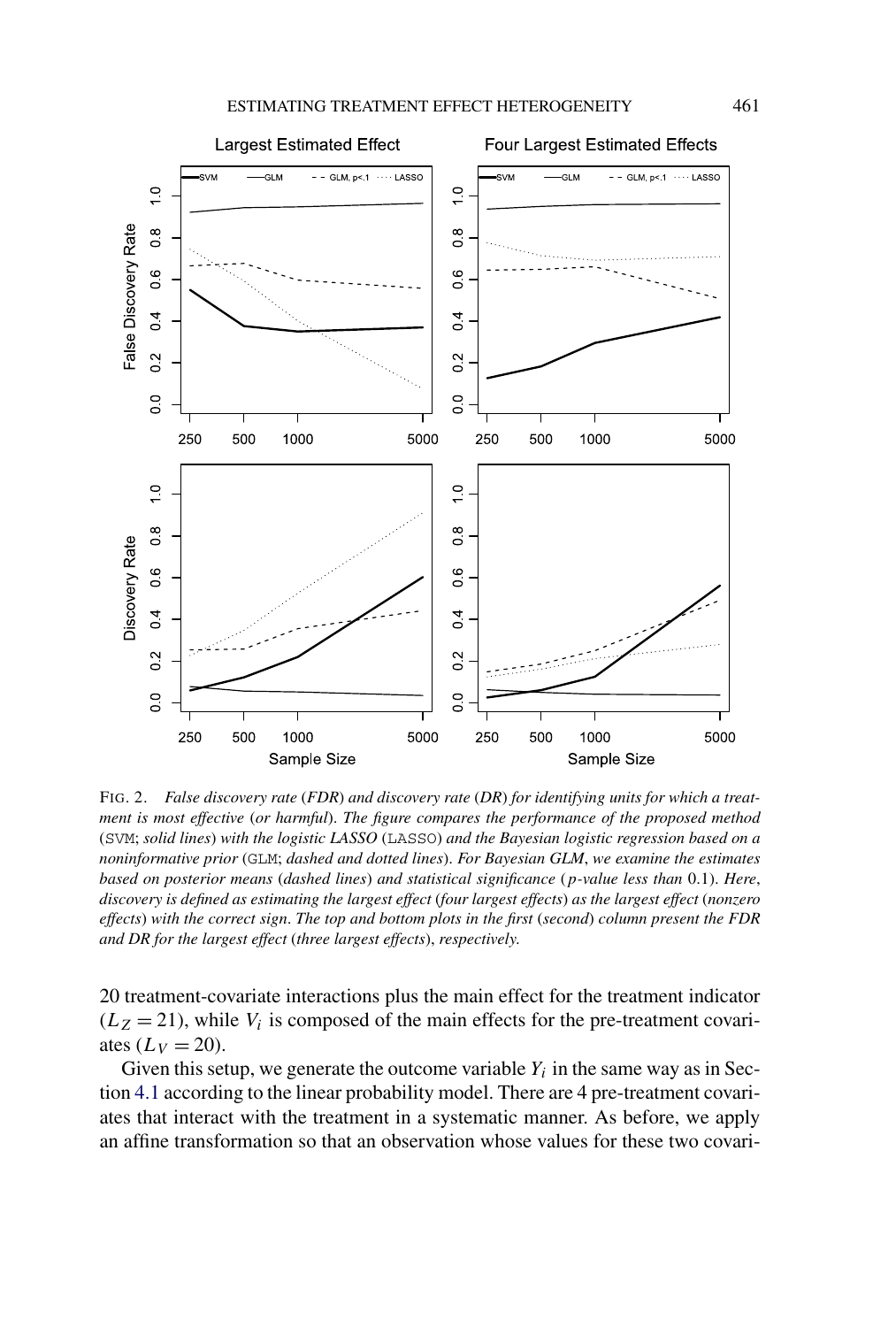FIG. 2. *False discovery rate (FDR) and discovery rate (DR) for identifying units for which a treatment is most effective (or harmful). The figure compares the performance of the proposed method* (SVM; *solid lines*) *with the logistic LASSO* (LASSO) *and the Bayesian logistic regression based on a noninformative prior* (GLM; *dashed and dotted lines*). *For Bayesian GLM, we examine the estimates based on posterior means (dashed lines) and statistical significance (p-value less than* 0.1). *Here, discovery is defined as estimating the largest effect (four largest effects) as the largest effect (nonzero effects) with the correct sign. The top and bottom plots in the first (second) column present the FDR and DR for the largest effect (three largest effects), respectively.*

20 treatment-covariate interactions plus the main effect for the treatment indicator ($L_Z = 21$), while $V_i$ is composed of the main effects for the pre-treatment covariates ($L_V = 20$).

Given this setup, we generate the outcome variable $Y_i$ in the same way as in Section 4.1 according to the linear probability model. There are 4 pre-treatment covariates that interact with the treatment in a systematic manner. As before, we apply an affine transformation so that an observation whose values for these two covari-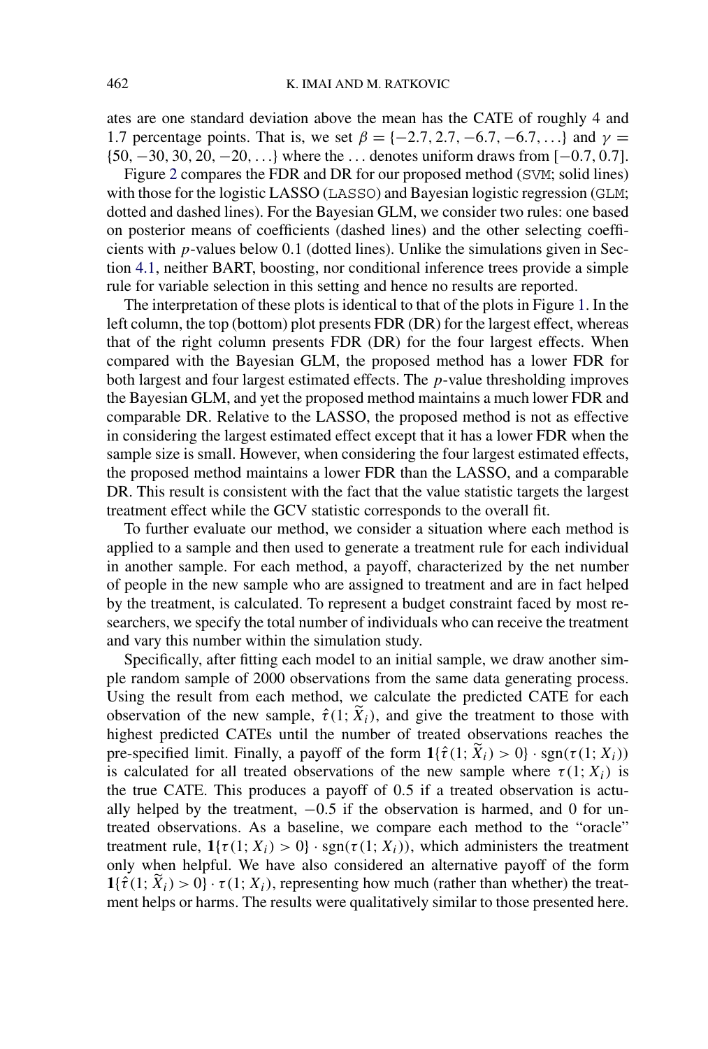ates are one standard deviation above the mean has the CATE of roughly 4 and 1.7 percentage points. That is, we set $\beta = \{-2.7, 2.7, -6.7, -6.7, \ldots\}$ and $\gamma = \{50, -30, 30, 20, -20, \ldots\}$ where the $\ldots$ denotes uniform draws from $[-0.7, 0.7]$.

Figure 2 compares the FDR and DR for our proposed method (SVM; solid lines) with those for the logistic LASSO (LASSO) and Bayesian logistic regression (GLM; dotted and dashed lines). For the Bayesian GLM, we consider two rules: one based on posterior means of coefficients (dashed lines) and the other selecting coefficients with $p$-values below 0.1 (dotted lines). Unlike the simulations given in Section 4.1, neither BART, boosting, nor conditional inference trees provide a simple rule for variable selection in this setting and hence no results are reported.

The interpretation of these plots is identical to that of the plots in Figure 1. In the left column, the top (bottom) plot presents FDR (DR) for the largest effect, whereas that of the right column presents FDR (DR) for the four largest effects. When compared with the Bayesian GLM, the proposed method has a lower FDR for both largest and four largest estimated effects. The $p$-value thresholding improves the Bayesian GLM, and yet the proposed method maintains a much lower FDR and comparable DR. Relative to the LASSO, the proposed method is not as effective in considering the largest estimated effect except that it has a lower FDR when the sample size is small. However, when considering the four largest estimated effects, the proposed method maintains a lower FDR than the LASSO, and a comparable DR. This result is consistent with the fact that the value statistic targets the largest treatment effect while the GCV statistic corresponds to the overall fit.

To further evaluate our method, we consider a situation where each method is applied to a sample and then used to generate a treatment rule for each individual in another sample. For each method, a payoff, characterized by the net number of people in the new sample who are assigned to treatment and are in fact helped by the treatment, is calculated. To represent a budget constraint faced by most researchers, we specify the total number of individuals who can receive the treatment and vary this number within the simulation study.

Specifically, after fitting each model to an initial sample, we draw another simple random sample of 2000 observations from the same data generating process. Using the result from each method, we calculate the predicted CATE for each observation of the new sample, $\hat{\tau}(1; \widetilde{X}_i)$, and give the treatment to those with highest predicted CATEs until the number of treated observations reaches the pre-specified limit. Finally, a payoff of the form $\mathbf{1}\{\hat{\tau}(1; \widetilde{X}_i) > 0\} \cdot \operatorname{sgn}(\tau(1; X_i))$ is calculated for all treated observations of the new sample where $\tau(1; X_i)$ is the true CATE. This produces a payoff of 0.5 if a treated observation is actually helped by the treatment, $-0.5$ if the observation is harmed, and 0 for untreated observations. As a baseline, we compare each method to the "oracle" treatment rule, $\mathbf{1}\{\tau(1; X_i) > 0\} \cdot \operatorname{sgn}(\tau(1; X_i))$, which administers the treatment only when helpful. We have also considered an alternative payoff of the form $\mathbf{1}\{\hat{\tau}(1; \widetilde{X}_i) > 0\} \cdot \tau(1; X_i)$, representing how much (rather than whether) the treatment helps or harms. The results were qualitatively similar to those presented here.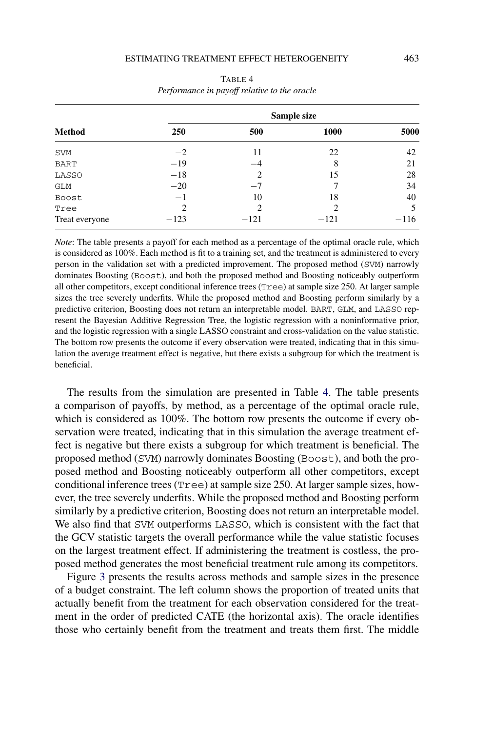TABLE 4
*Performance in payoff relative to the oracle*

| Method | Sample size | | | |
|---|---|---|---|---|
| | 250 | 500 | 1000 | 5000 |
| SVM | −2 | 11 | 22 | 42 |
| BART | −19 | −4 | 8 | 21 |
| LASSO | −18 | 2 | 15 | 28 |
| GLM | −20 | −7 | 7 | 34 |
| Boost | −1 | 10 | 18 | 40 |
| Tree | 2 | 2 | 2 | 5 |
| Treat everyone | −123 | −121 | −121 | −116 |

*Note*: The table presents a payoff for each method as a percentage of the optimal oracle rule, which is considered as 100%. Each method is fit to a training set, and the treatment is administered to every person in the validation set with a predicted improvement. The proposed method (SVM) narrowly dominates Boosting (Boost), and both the proposed method and Boosting noticeably outperform all other competitors, except conditional inference trees (Tree) at sample size 250. At larger sample sizes the tree severely underfits. While the proposed method and Boosting perform similarly by a predictive criterion, Boosting does not return an interpretable model. BART, GLM, and LASSO represent the Bayesian Additive Regression Tree, the logistic regression with a noninformative prior, and the logistic regression with a single LASSO constraint and cross-validation on the value statistic. The bottom row presents the outcome if every observation were treated, indicating that in this simulation the average treatment effect is negative, but there exists a subgroup for which the treatment is beneficial.

The results from the simulation are presented in Table 4. The table presents a comparison of payoffs, by method, as a percentage of the optimal oracle rule, which is considered as 100%. The bottom row presents the outcome if every observation were treated, indicating that in this simulation the average treatment effect is negative but there exists a subgroup for which treatment is beneficial. The proposed method (SVM) narrowly dominates Boosting (Boost), and both the proposed method and Boosting noticeably outperform all other competitors, except conditional inference trees (Tree) at sample size 250. At larger sample sizes, however, the tree severely underfits. While the proposed method and Boosting perform similarly by a predictive criterion, Boosting does not return an interpretable model. We also find that SVM outperforms LASSO, which is consistent with the fact that the GCV statistic targets the overall performance while the value statistic focuses on the largest treatment effect. If administering the treatment is costless, the proposed method generates the most beneficial treatment rule among its competitors.

Figure 3 presents the results across methods and sample sizes in the presence of a budget constraint. The left column shows the proportion of treated units that actually benefit from the treatment for each observation considered for the treatment in the order of predicted CATE (the horizontal axis). The oracle identifies those who certainly benefit from the treatment and treats them first. The middle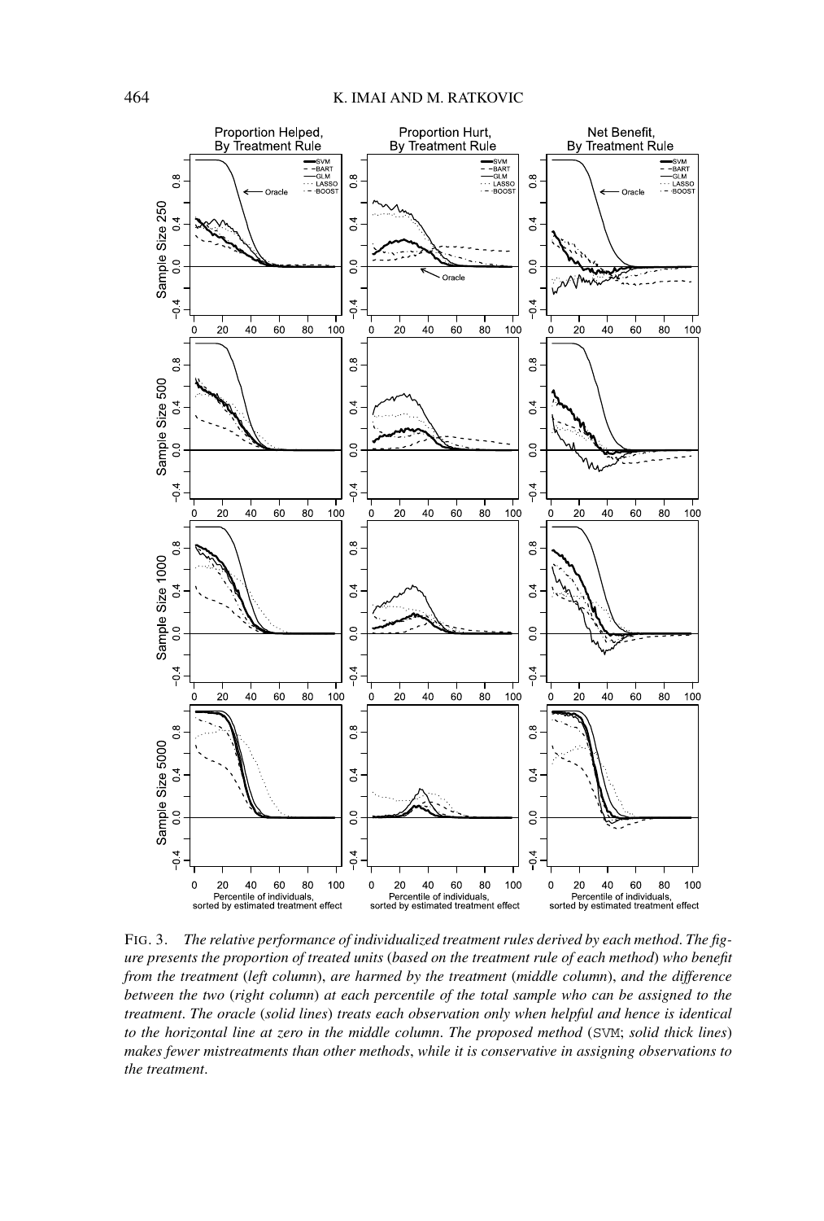FIG. 3. *The relative performance of individualized treatment rules derived by each method. The figure presents the proportion of treated units* (*based on the treatment rule of each method*) *who benefit from the treatment* (*left column*), *are harmed by the treatment* (*middle column*), *and the difference between the two* (*right column*) *at each percentile of the total sample who can be assigned to the treatment. The oracle* (*solid lines*) *treats each observation only when helpful and hence is identical to the horizontal line at zero in the middle column. The proposed method* (SVM; *solid thick lines*) *makes fewer mistreatments than other methods, while it is conservative in assigning observations to the treatment.*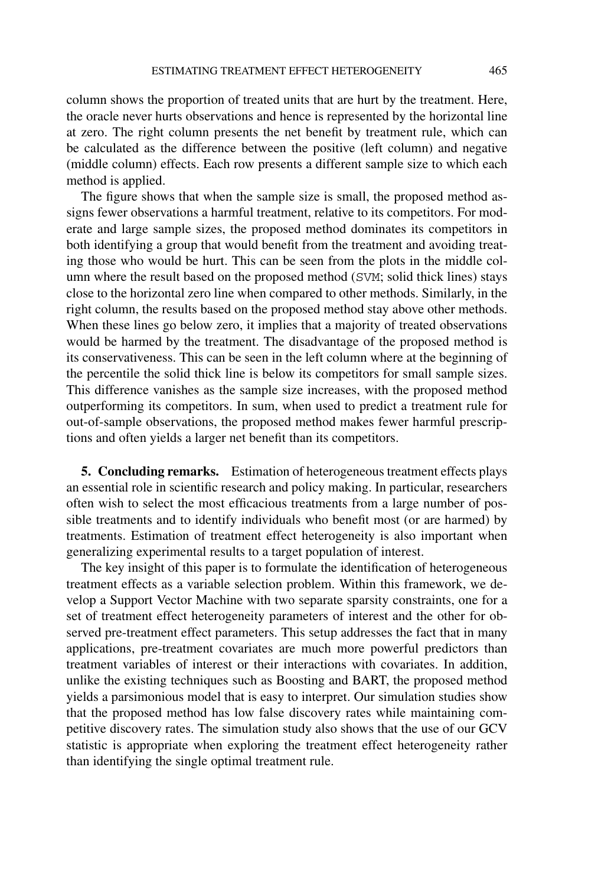column shows the proportion of treated units that are hurt by the treatment. Here, the oracle never hurts observations and hence is represented by the horizontal line at zero. The right column presents the net benefit by treatment rule, which can be calculated as the difference between the positive (left column) and negative (middle column) effects. Each row presents a different sample size to which each method is applied.

The figure shows that when the sample size is small, the proposed method assigns fewer observations a harmful treatment, relative to its competitors. For moderate and large sample sizes, the proposed method dominates its competitors in both identifying a group that would benefit from the treatment and avoiding treating those who would be hurt. This can be seen from the plots in the middle column where the result based on the proposed method (`SVM`; solid thick lines) stays close to the horizontal zero line when compared to other methods. Similarly, in the right column, the results based on the proposed method stay above other methods. When these lines go below zero, it implies that a majority of treated observations would be harmed by the treatment. The disadvantage of the proposed method is its conservativeness. This can be seen in the left column where at the beginning of the percentile the solid thick line is below its competitors for small sample sizes. This difference vanishes as the sample size increases, with the proposed method outperforming its competitors. In sum, when used to predict a treatment rule for out-of-sample observations, the proposed method makes fewer harmful prescriptions and often yields a larger net benefit than its competitors.

## 5. Concluding remarks.

Estimation of heterogeneous treatment effects plays an essential role in scientific research and policy making. In particular, researchers often wish to select the most efficacious treatments from a large number of possible treatments and to identify individuals who benefit most (or are harmed) by treatments. Estimation of treatment effect heterogeneity is also important when generalizing experimental results to a target population of interest.

The key insight of this paper is to formulate the identification of heterogeneous treatment effects as a variable selection problem. Within this framework, we develop a Support Vector Machine with two separate sparsity constraints, one for a set of treatment effect heterogeneity parameters of interest and the other for observed pre-treatment effect parameters. This setup addresses the fact that in many applications, pre-treatment covariates are much more powerful predictors than treatment variables of interest or their interactions with covariates. In addition, unlike the existing techniques such as Boosting and BART, the proposed method yields a parsimonious model that is easy to interpret. Our simulation studies show that the proposed method has low false discovery rates while maintaining competitive discovery rates. The simulation study also shows that the use of our GCV statistic is appropriate when exploring the treatment effect heterogeneity rather than identifying the single optimal treatment rule.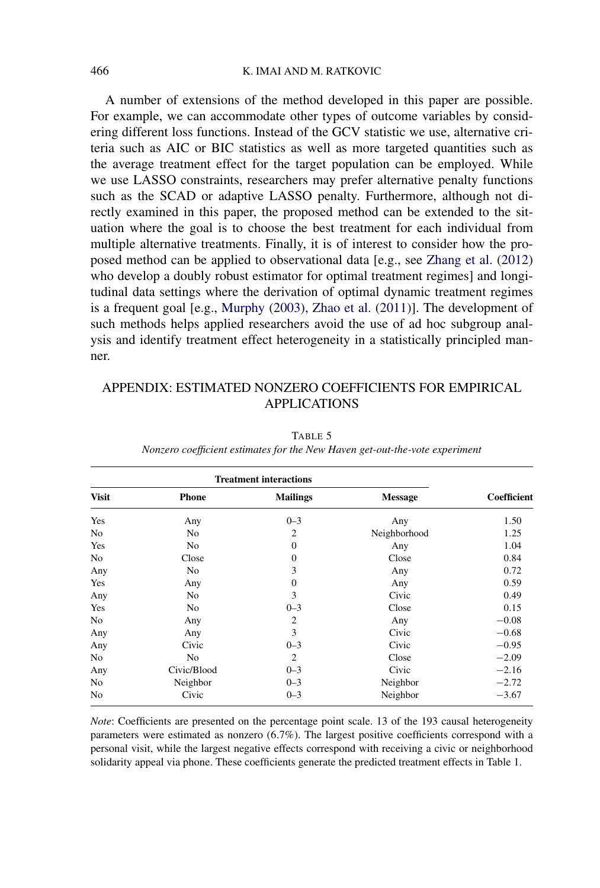A number of extensions of the method developed in this paper are possible. For example, we can accommodate other types of outcome variables by considering different loss functions. Instead of the GCV statistic we use, alternative criteria such as AIC or BIC statistics as well as more targeted quantities such as the average treatment effect for the target population can be employed. While we use LASSO constraints, researchers may prefer alternative penalty functions such as the SCAD or adaptive LASSO penalty. Furthermore, although not directly examined in this paper, the proposed method can be extended to the situation where the goal is to choose the best treatment for each individual from multiple alternative treatments. Finally, it is of interest to consider how the proposed method can be applied to observational data [e.g., see Zhang et al. (2012) who develop a doubly robust estimator for optimal treatment regimes] and longitudinal data settings where the derivation of optimal dynamic treatment regimes is a frequent goal [e.g., Murphy (2003), Zhao et al. (2011)]. The development of such methods helps applied researchers avoid the use of ad hoc subgroup analysis and identify treatment effect heterogeneity in a statistically principled manner.

## APPENDIX: ESTIMATED NONZERO COEFFICIENTS FOR EMPIRICAL APPLICATIONS

TABLE 5
*Nonzero coefficient estimates for the New Haven get-out-the-vote experiment*

| Treatment interactions | | | | |
|---|---|---|---|---|
| **Visit** | **Phone** | **Mailings** | **Message** | **Coefficient** |
| Yes | Any | 0–3 | Any | 1.50 |
| No | No | 2 | Neighborhood | 1.25 |
| Yes | No | 0 | Any | 1.04 |
| No | Close | 0 | Close | 0.84 |
| Any | No | 3 | Any | 0.72 |
| Yes | Any | 0 | Any | 0.59 |
| Any | No | 3 | Civic | 0.49 |
| Yes | No | 0–3 | Close | 0.15 |
| No | Any | 2 | Any | −0.08 |
| Any | Any | 3 | Civic | −0.68 |
| Any | Civic | 0–3 | Civic | −0.95 |
| No | No | 2 | Close | −2.09 |
| Any | Civic/Blood | 0–3 | Civic | −2.16 |
| No | Neighbor | 0–3 | Neighbor | −2.72 |
| No | Civic | 0–3 | Neighbor | −3.67 |

*Note*: Coefficients are presented on the percentage point scale. 13 of the 193 causal heterogeneity parameters were estimated as nonzero (6.7%). The largest positive coefficients correspond with a personal visit, while the largest negative effects correspond with receiving a civic or neighborhood solidarity appeal via phone. These coefficients generate the predicted treatment effects in Table 1.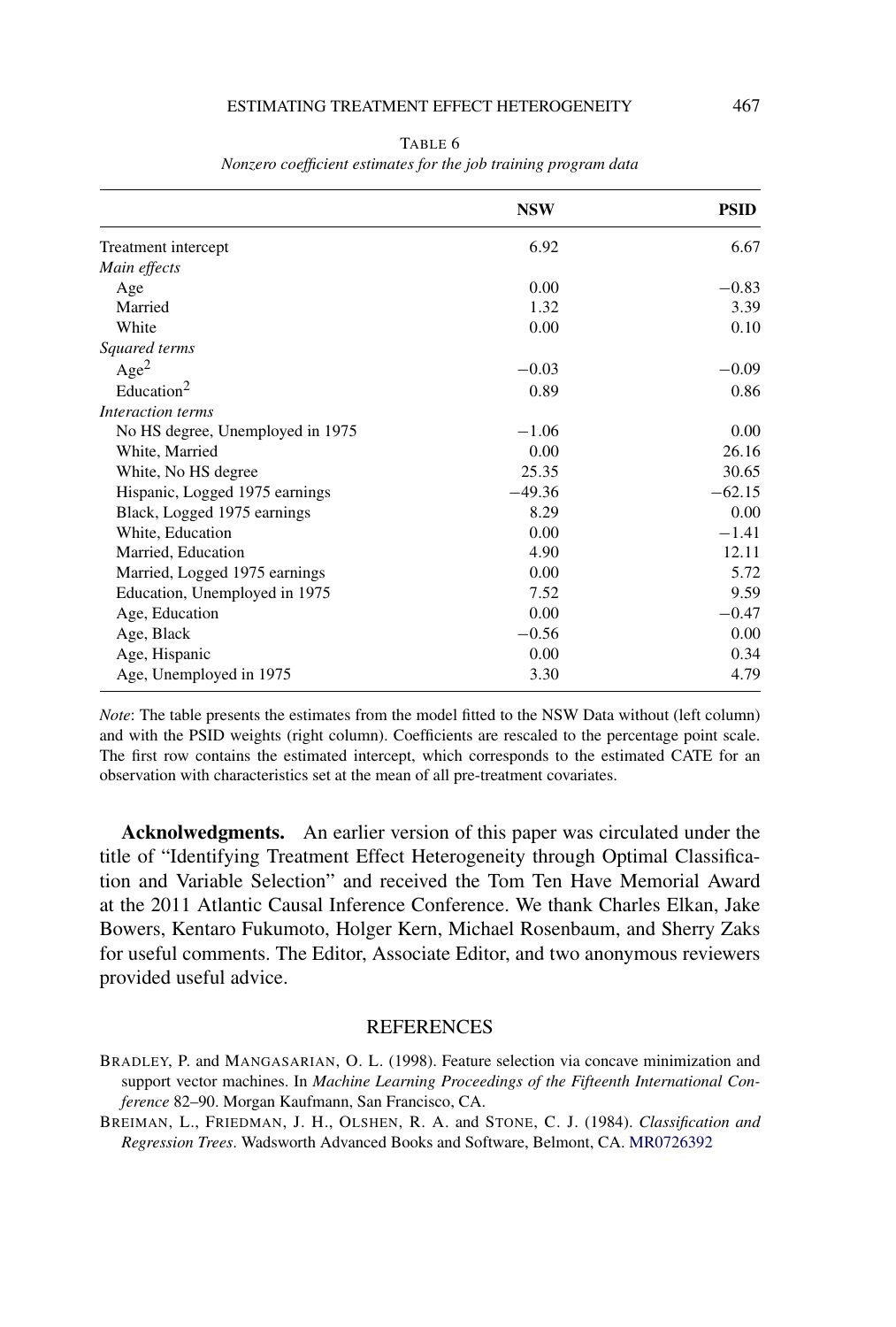TABLE 6

*Nonzero coefficient estimates for the job training program data*

| | **NSW** | **PSID** |
|---|---|---|
| Treatment intercept | 6.92 | 6.67 |
| *Main effects* | | |
| Age | 0.00 | −0.83 |
| Married | 1.32 | 3.39 |
| White | 0.00 | 0.10 |
| *Squared terms* | | |
| $\text{Age}^2$ | −0.03 | −0.09 |
| $\text{Education}^2$ | 0.89 | 0.86 |
| *Interaction terms* | | |
| No HS degree, Unemployed in 1975 | −1.06 | 0.00 |
| White, Married | 0.00 | 26.16 |
| White, No HS degree | 25.35 | 30.65 |
| Hispanic, Logged 1975 earnings | −49.36 | −62.15 |
| Black, Logged 1975 earnings | 8.29 | 0.00 |
| White, Education | 0.00 | −1.41 |
| Married, Education | 4.90 | 12.11 |
| Married, Logged 1975 earnings | 0.00 | 5.72 |
| Education, Unemployed in 1975 | 7.52 | 9.59 |
| Age, Education | 0.00 | −0.47 |
| Age, Black | −0.56 | 0.00 |
| Age, Hispanic | 0.00 | 0.34 |
| Age, Unemployed in 1975 | 3.30 | 4.79 |

*Note*: The table presents the estimates from the model fitted to the NSW Data without (left column) and with the PSID weights (right column). Coefficients are rescaled to the percentage point scale. The first row contains the estimated intercept, which corresponds to the estimated CATE for an observation with characteristics set at the mean of all pre-treatment covariates.

**Acknolwedgments.** An earlier version of this paper was circulated under the title of "Identifying Treatment Effect Heterogeneity through Optimal Classification and Variable Selection" and received the Tom Ten Have Memorial Award at the 2011 Atlantic Causal Inference Conference. We thank Charles Elkan, Jake Bowers, Kentaro Fukumoto, Holger Kern, Michael Rosenbaum, and Sherry Zaks for useful comments. The Editor, Associate Editor, and two anonymous reviewers provided useful advice.

## REFERENCES

BRADLEY, P. and MANGASARIAN, O. L. (1998). Feature selection via concave minimization and support vector machines. In *Machine Learning Proceedings of the Fifteenth International Conference* 82–90. Morgan Kaufmann, San Francisco, CA.

BREIMAN, L., FRIEDMAN, J. H., OLSHEN, R. A. and STONE, C. J. (1984). *Classification and Regression Trees*. Wadsworth Advanced Books and Software, Belmont, CA. MR0726392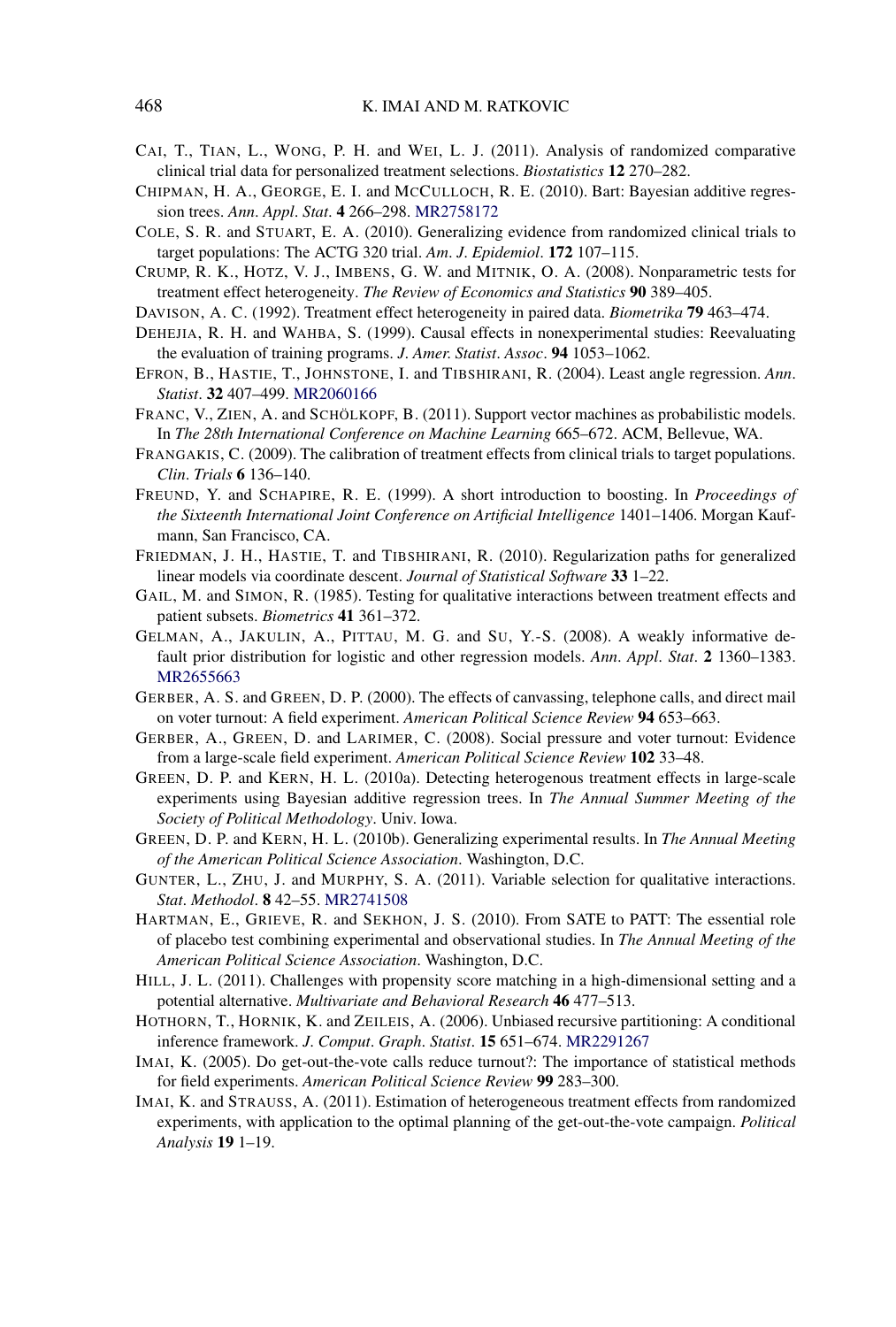CAI, T., TIAN, L., WONG, P. H. and WEI, L. J. (2011). Analysis of randomized comparative clinical trial data for personalized treatment selections. *Biostatistics* **12** 270–282.

CHIPMAN, H. A., GEORGE, E. I. and MCCULLOCH, R. E. (2010). Bart: Bayesian additive regression trees. *Ann. Appl. Stat.* **4** 266–298. MR2758172

COLE, S. R. and STUART, E. A. (2010). Generalizing evidence from randomized clinical trials to target populations: The ACTG 320 trial. *Am. J. Epidemiol.* **172** 107–115.

CRUMP, R. K., HOTZ, V. J., IMBENS, G. W. and MITNIK, O. A. (2008). Nonparametric tests for treatment effect heterogeneity. *The Review of Economics and Statistics* **90** 389–405.

DAVISON, A. C. (1992). Treatment effect heterogeneity in paired data. *Biometrika* **79** 463–474.

DEHEJIA, R. H. and WAHBA, S. (1999). Causal effects in nonexperimental studies: Reevaluating the evaluation of training programs. *J. Amer. Statist. Assoc.* **94** 1053–1062.

EFRON, B., HASTIE, T., JOHNSTONE, I. and TIBSHIRANI, R. (2004). Least angle regression. *Ann. Statist.* **32** 407–499. MR2060166

FRANC, V., ZIEN, A. and SCHÖLKOPF, B. (2011). Support vector machines as probabilistic models. In *The 28th International Conference on Machine Learning* 665–672. ACM, Bellevue, WA.

FRANGAKIS, C. (2009). The calibration of treatment effects from clinical trials to target populations. *Clin. Trials* **6** 136–140.

FREUND, Y. and SCHAPIRE, R. E. (1999). A short introduction to boosting. In *Proceedings of the Sixteenth International Joint Conference on Artificial Intelligence* 1401–1406. Morgan Kaufmann, San Francisco, CA.

FRIEDMAN, J. H., HASTIE, T. and TIBSHIRANI, R. (2010). Regularization paths for generalized linear models via coordinate descent. *Journal of Statistical Software* **33** 1–22.

GAIL, M. and SIMON, R. (1985). Testing for qualitative interactions between treatment effects and patient subsets. *Biometrics* **41** 361–372.

GELMAN, A., JAKULIN, A., PITTAU, M. G. and SU, Y.-S. (2008). A weakly informative default prior distribution for logistic and other regression models. *Ann. Appl. Stat.* **2** 1360–1383. MR2655663

GERBER, A. S. and GREEN, D. P. (2000). The effects of canvassing, telephone calls, and direct mail on voter turnout: A field experiment. *American Political Science Review* **94** 653–663.

GERBER, A., GREEN, D. and LARIMER, C. (2008). Social pressure and voter turnout: Evidence from a large-scale field experiment. *American Political Science Review* **102** 33–48.

GREEN, D. P. and KERN, H. L. (2010a). Detecting heterogenous treatment effects in large-scale experiments using Bayesian additive regression trees. In *The Annual Summer Meeting of the Society of Political Methodology*. Univ. Iowa.

GREEN, D. P. and KERN, H. L. (2010b). Generalizing experimental results. In *The Annual Meeting of the American Political Science Association*. Washington, D.C.

GUNTER, L., ZHU, J. and MURPHY, S. A. (2011). Variable selection for qualitative interactions. *Stat. Methodol.* **8** 42–55. MR2741508

HARTMAN, E., GRIEVE, R. and SEKHON, J. S. (2010). From SATE to PATT: The essential role of placebo test combining experimental and observational studies. In *The Annual Meeting of the American Political Science Association*. Washington, D.C.

HILL, J. L. (2011). Challenges with propensity score matching in a high-dimensional setting and a potential alternative. *Multivariate and Behavioral Research* **46** 477–513.

HOTHORN, T., HORNIK, K. and ZEILEIS, A. (2006). Unbiased recursive partitioning: A conditional inference framework. *J. Comput. Graph. Statist.* **15** 651–674. MR2291267

IMAI, K. (2005). Do get-out-the-vote calls reduce turnout?: The importance of statistical methods for field experiments. *American Political Science Review* **99** 283–300.

IMAI, K. and STRAUSS, A. (2011). Estimation of heterogeneous treatment effects from randomized experiments, with application to the optimal planning of the get-out-the-vote campaign. *Political Analysis* **19** 1–19.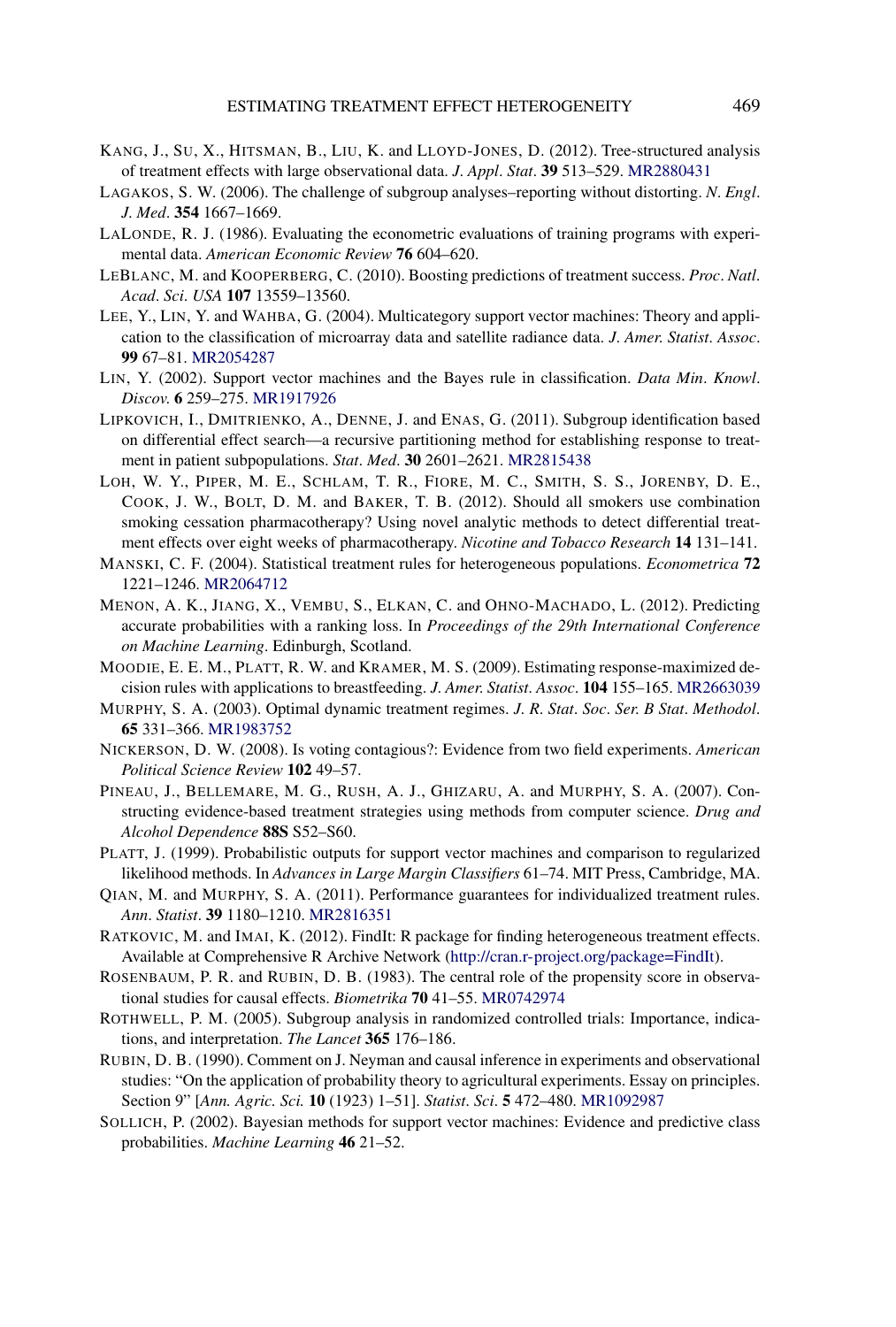KANG, J., SU, X., HITSMAN, B., LIU, K. and LLOYD-JONES, D. (2012). Tree-structured analysis of treatment effects with large observational data. *J. Appl. Stat.* **39** 513–529. MR2880431

LAGAKOS, S. W. (2006). The challenge of subgroup analyses–reporting without distorting. *N. Engl. J. Med.* **354** 1667–1669.

LALONDE, R. J. (1986). Evaluating the econometric evaluations of training programs with experimental data. *American Economic Review* **76** 604–620.

LEBLANC, M. and KOOPERBERG, C. (2010). Boosting predictions of treatment success. *Proc. Natl. Acad. Sci. USA* **107** 13559–13560.

LEE, Y., LIN, Y. and WAHBA, G. (2004). Multicategory support vector machines: Theory and application to the classification of microarray data and satellite radiance data. *J. Amer. Statist. Assoc.* **99** 67–81. MR2054287

LIN, Y. (2002). Support vector machines and the Bayes rule in classification. *Data Min. Knowl. Discov.* **6** 259–275. MR1917926

LIPKOVICH, I., DMITRIENKO, A., DENNE, J. and ENAS, G. (2011). Subgroup identification based on differential effect search—a recursive partitioning method for establishing response to treatment in patient subpopulations. *Stat. Med.* **30** 2601–2621. MR2815438

LOH, W. Y., PIPER, M. E., SCHLAM, T. R., FIORE, M. C., SMITH, S. S., JORENBY, D. E., COOK, J. W., BOLT, D. M. and BAKER, T. B. (2012). Should all smokers use combination smoking cessation pharmacotherapy? Using novel analytic methods to detect differential treatment effects over eight weeks of pharmacotherapy. *Nicotine and Tobacco Research* **14** 131–141.

MANSKI, C. F. (2004). Statistical treatment rules for heterogeneous populations. *Econometrica* **72** 1221–1246. MR2064712

MENON, A. K., JIANG, X., VEMBU, S., ELKAN, C. and OHNO-MACHADO, L. (2012). Predicting accurate probabilities with a ranking loss. In *Proceedings of the 29th International Conference on Machine Learning*. Edinburgh, Scotland.

MOODIE, E. E. M., PLATT, R. W. and KRAMER, M. S. (2009). Estimating response-maximized decision rules with applications to breastfeeding. *J. Amer. Statist. Assoc.* **104** 155–165. MR2663039

MURPHY, S. A. (2003). Optimal dynamic treatment regimes. *J. R. Stat. Soc. Ser. B Stat. Methodol.* **65** 331–366. MR1983752

NICKERSON, D. W. (2008). Is voting contagious?: Evidence from two field experiments. *American Political Science Review* **102** 49–57.

PINEAU, J., BELLEMARE, M. G., RUSH, A. J., GHIZARU, A. and MURPHY, S. A. (2007). Constructing evidence-based treatment strategies using methods from computer science. *Drug and Alcohol Dependence* **88S** S52–S60.

PLATT, J. (1999). Probabilistic outputs for support vector machines and comparison to regularized likelihood methods. In *Advances in Large Margin Classifiers* 61–74. MIT Press, Cambridge, MA.

QIAN, M. and MURPHY, S. A. (2011). Performance guarantees for individualized treatment rules. *Ann. Statist.* **39** 1180–1210. MR2816351

RATKOVIC, M. and IMAI, K. (2012). FindIt: R package for finding heterogeneous treatment effects. Available at Comprehensive R Archive Network (http://cran.r-project.org/package=FindIt).

ROSENBAUM, P. R. and RUBIN, D. B. (1983). The central role of the propensity score in observational studies for causal effects. *Biometrika* **70** 41–55. MR0742974

ROTHWELL, P. M. (2005). Subgroup analysis in randomized controlled trials: Importance, indications, and interpretation. *The Lancet* **365** 176–186.

RUBIN, D. B. (1990). Comment on J. Neyman and causal inference in experiments and observational studies: "On the application of probability theory to agricultural experiments. Essay on principles. Section 9" [*Ann. Agric. Sci.* **10** (1923) 1–51]. *Statist. Sci.* **5** 472–480. MR1092987

SOLLICH, P. (2002). Bayesian methods for support vector machines: Evidence and predictive class probabilities. *Machine Learning* **46** 21–52.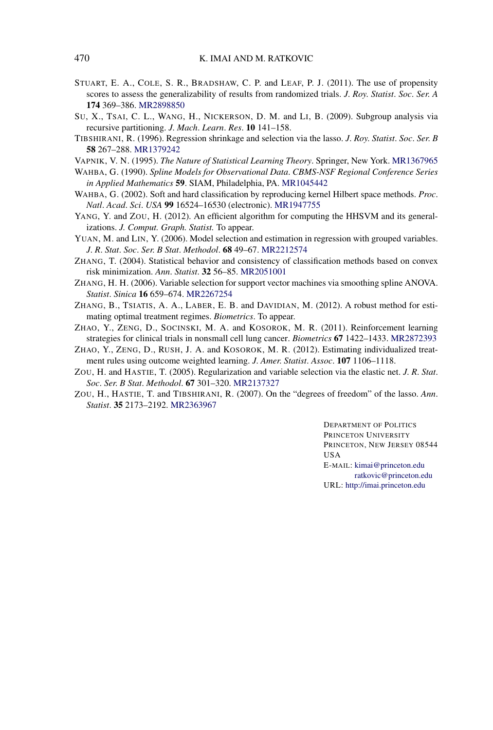STUART, E. A., COLE, S. R., BRADSHAW, C. P. and LEAF, P. J. (2011). The use of propensity scores to assess the generalizability of results from randomized trials. *J. Roy. Statist. Soc. Ser. A* **174** 369–386. MR2898850

SU, X., TSAI, C. L., WANG, H., NICKERSON, D. M. and LI, B. (2009). Subgroup analysis via recursive partitioning. *J. Mach. Learn. Res.* **10** 141–158.

TIBSHIRANI, R. (1996). Regression shrinkage and selection via the lasso. *J. Roy. Statist. Soc. Ser. B* **58** 267–288. MR1379242

VAPNIK, V. N. (1995). *The Nature of Statistical Learning Theory*. Springer, New York. MR1367965

WAHBA, G. (1990). *Spline Models for Observational Data. CBMS-NSF Regional Conference Series in Applied Mathematics* **59**. SIAM, Philadelphia, PA. MR1045442

WAHBA, G. (2002). Soft and hard classification by reproducing kernel Hilbert space methods. *Proc. Natl. Acad. Sci. USA* **99** 16524–16530 (electronic). MR1947755

YANG, Y. and ZOU, H. (2012). An efficient algorithm for computing the HHSVM and its generalizations. *J. Comput. Graph. Statist.* To appear.

YUAN, M. and LIN, Y. (2006). Model selection and estimation in regression with grouped variables. *J. R. Stat. Soc. Ser. B Stat. Methodol.* **68** 49–67. MR2212574

ZHANG, T. (2004). Statistical behavior and consistency of classification methods based on convex risk minimization. *Ann. Statist.* **32** 56–85. MR2051001

ZHANG, H. H. (2006). Variable selection for support vector machines via smoothing spline ANOVA. *Statist. Sinica* **16** 659–674. MR2267254

ZHANG, B., TSIATIS, A. A., LABER, E. B. and DAVIDIAN, M. (2012). A robust method for estimating optimal treatment regimes. *Biometrics*. To appear.

ZHAO, Y., ZENG, D., SOCINSKI, M. A. and KOSOROK, M. R. (2011). Reinforcement learning strategies for clinical trials in nonsmall cell lung cancer. *Biometrics* **67** 1422–1433. MR2872393

ZHAO, Y., ZENG, D., RUSH, J. A. and KOSOROK, M. R. (2012). Estimating individualized treatment rules using outcome weighted learning. *J. Amer. Statist. Assoc.* **107** 1106–1118.

ZOU, H. and HASTIE, T. (2005). Regularization and variable selection via the elastic net. *J. R. Stat. Soc. Ser. B Stat. Methodol.* **67** 301–320. MR2137327

ZOU, H., HASTIE, T. and TIBSHIRANI, R. (2007). On the "degrees of freedom" of the lasso. *Ann. Statist.* **35** 2173–2192. MR2363967

DEPARTMENT OF POLITICS
PRINCETON UNIVERSITY
PRINCETON, NEW JERSEY 08544
USA
E-MAIL: kimai@princeton.edu
ratkovic@princeton.edu
URL: http://imai.princeton.edu